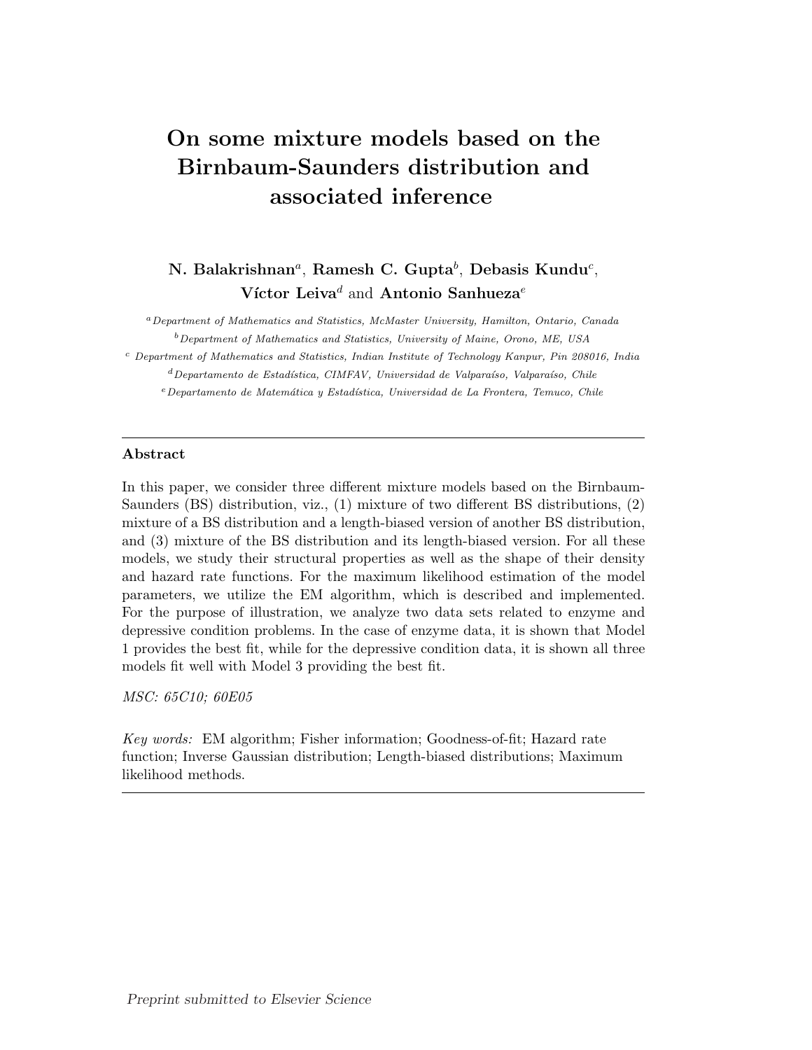# On some mixture models based on the Birnbaum-Saunders distribution and associated inference

**N. Balakrishnan**[a], **Ramesh C. Gupta**[b], **Debasis Kundu**[c], **Víctor Leiva**[d] and **Antonio Sanhueza**[e]

[a] *Department of Mathematics and Statistics, McMaster University, Hamilton, Ontario, Canada*

[b] *Department of Mathematics and Statistics, University of Maine, Orono, ME, USA*

[c] *Department of Mathematics and Statistics, Indian Institute of Technology Kanpur, Pin 208016, India*

[d] *Departamento de Estadística, CIMFAV, Universidad de Valparaíso, Valparaíso, Chile*

[e] *Departamento de Matemática y Estadística, Universidad de La Frontera, Temuco, Chile*

---

**Abstract**

In this paper, we consider three different mixture models based on the Birnbaum-Saunders (BS) distribution, viz., (1) mixture of two different BS distributions, (2) mixture of a BS distribution and a length-biased version of another BS distribution, and (3) mixture of the BS distribution and its length-biased version. For all these models, we study their structural properties as well as the shape of their density and hazard rate functions. For the maximum likelihood estimation of the model parameters, we utilize the EM algorithm, which is described and implemented. For the purpose of illustration, we analyze two data sets related to enzyme and depressive condition problems. In the case of enzyme data, it is shown that Model 1 provides the best fit, while for the depressive condition data, it is shown all three models fit well with Model 3 providing the best fit.

*MSC: 65C10; 60E05*

*Key words:* EM algorithm; Fisher information; Goodness-of-fit; Hazard rate function; Inverse Gaussian distribution; Length-biased distributions; Maximum likelihood methods.

---

*Preprint submitted to Elsevier Science*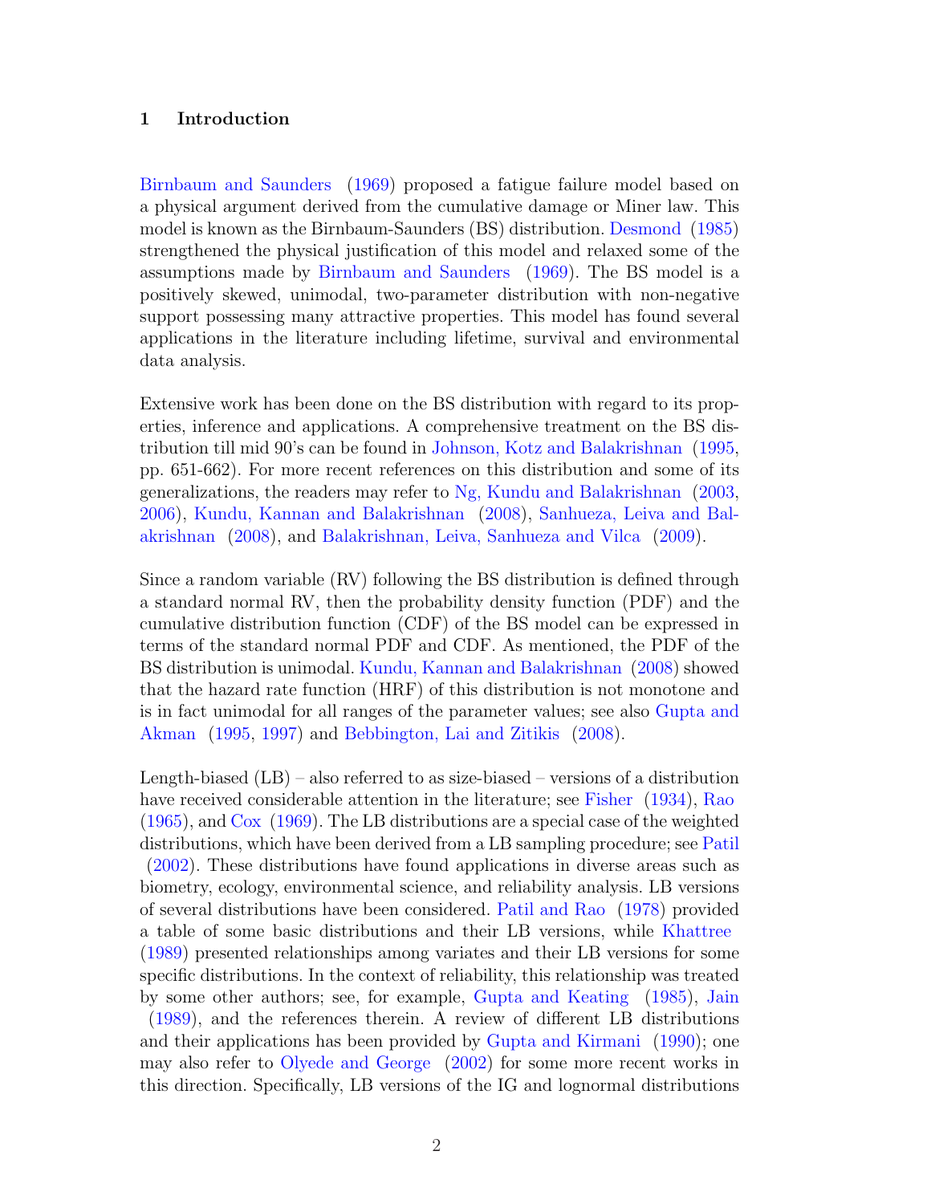## 1 Introduction

Birnbaum and Saunders (1969) proposed a fatigue failure model based on a physical argument derived from the cumulative damage or Miner law. This model is known as the Birnbaum-Saunders (BS) distribution. Desmond (1985) strengthened the physical justification of this model and relaxed some of the assumptions made by Birnbaum and Saunders (1969). The BS model is a positively skewed, unimodal, two-parameter distribution with non-negative support possessing many attractive properties. This model has found several applications in the literature including lifetime, survival and environmental data analysis.

Extensive work has been done on the BS distribution with regard to its properties, inference and applications. A comprehensive treatment on the BS distribution till mid 90's can be found in Johnson, Kotz and Balakrishnan (1995, pp. 651-662). For more recent references on this distribution and some of its generalizations, the readers may refer to Ng, Kundu and Balakrishnan (2003, 2006), Kundu, Kannan and Balakrishnan (2008), Sanhueza, Leiva and Balakrishnan (2008), and Balakrishnan, Leiva, Sanhueza and Vilca (2009).

Since a random variable (RV) following the BS distribution is defined through a standard normal RV, then the probability density function (PDF) and the cumulative distribution function (CDF) of the BS model can be expressed in terms of the standard normal PDF and CDF. As mentioned, the PDF of the BS distribution is unimodal. Kundu, Kannan and Balakrishnan (2008) showed that the hazard rate function (HRF) of this distribution is not monotone and is in fact unimodal for all ranges of the parameter values; see also Gupta and Akman (1995, 1997) and Bebbington, Lai and Zitikis (2008).

Length-biased (LB) – also referred to as size-biased – versions of a distribution have received considerable attention in the literature; see Fisher (1934), Rao (1965), and Cox (1969). The LB distributions are a special case of the weighted distributions, which have been derived from a LB sampling procedure; see Patil (2002). These distributions have found applications in diverse areas such as biometry, ecology, environmental science, and reliability analysis. LB versions of several distributions have been considered. Patil and Rao (1978) provided a table of some basic distributions and their LB versions, while Khattree (1989) presented relationships among variates and their LB versions for some specific distributions. In the context of reliability, this relationship was treated by some other authors; see, for example, Gupta and Keating (1985), Jain (1989), and the references therein. A review of different LB distributions and their applications has been provided by Gupta and Kirmani (1990); one may also refer to Olyede and George (2002) for some more recent works in this direction. Specifically, LB versions of the IG and lognormal distributions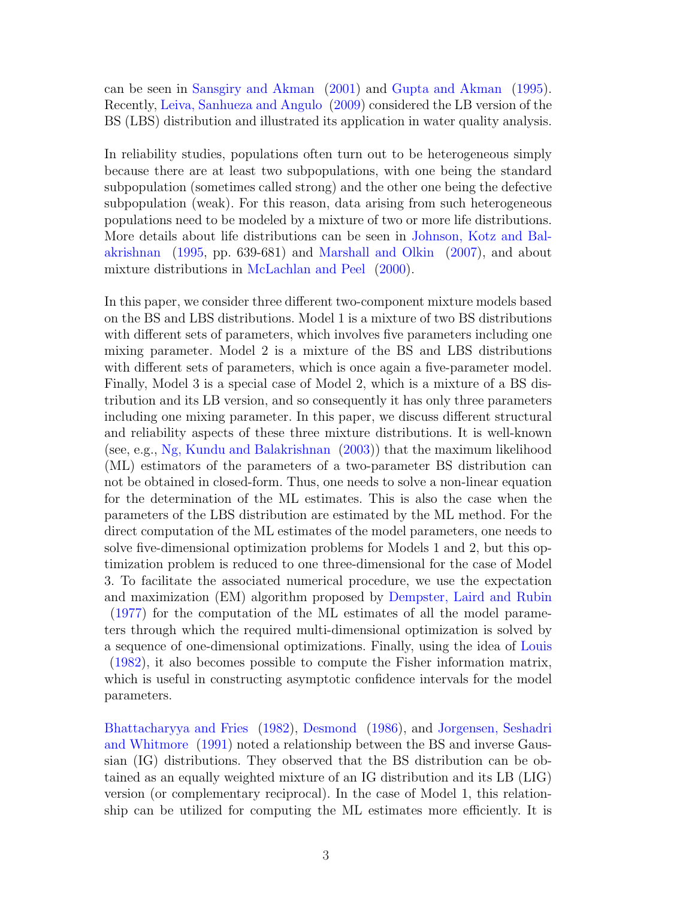can be seen in Sansgiry and Akman (2001) and Gupta and Akman (1995). Recently, Leiva, Sanhueza and Angulo (2009) considered the LB version of the BS (LBS) distribution and illustrated its application in water quality analysis.

In reliability studies, populations often turn out to be heterogeneous simply because there are at least two subpopulations, with one being the standard subpopulation (sometimes called strong) and the other one being the defective subpopulation (weak). For this reason, data arising from such heterogeneous populations need to be modeled by a mixture of two or more life distributions. More details about life distributions can be seen in Johnson, Kotz and Balakrishnan (1995, pp. 639-681) and Marshall and Olkin (2007), and about mixture distributions in McLachlan and Peel (2000).

In this paper, we consider three different two-component mixture models based on the BS and LBS distributions. Model 1 is a mixture of two BS distributions with different sets of parameters, which involves five parameters including one mixing parameter. Model 2 is a mixture of the BS and LBS distributions with different sets of parameters, which is once again a five-parameter model. Finally, Model 3 is a special case of Model 2, which is a mixture of a BS distribution and its LB version, and so consequently it has only three parameters including one mixing parameter. In this paper, we discuss different structural and reliability aspects of these three mixture distributions. It is well-known (see, e.g., Ng, Kundu and Balakrishnan (2003)) that the maximum likelihood (ML) estimators of the parameters of a two-parameter BS distribution can not be obtained in closed-form. Thus, one needs to solve a non-linear equation for the determination of the ML estimates. This is also the case when the parameters of the LBS distribution are estimated by the ML method. For the direct computation of the ML estimates of the model parameters, one needs to solve five-dimensional optimization problems for Models 1 and 2, but this optimization problem is reduced to one three-dimensional for the case of Model 3. To facilitate the associated numerical procedure, we use the expectation and maximization (EM) algorithm proposed by Dempster, Laird and Rubin (1977) for the computation of the ML estimates of all the model parameters through which the required multi-dimensional optimization is solved by a sequence of one-dimensional optimizations. Finally, using the idea of Louis (1982), it also becomes possible to compute the Fisher information matrix, which is useful in constructing asymptotic confidence intervals for the model parameters.

Bhattacharyya and Fries (1982), Desmond (1986), and Jorgensen, Seshadri and Whitmore (1991) noted a relationship between the BS and inverse Gaussian (IG) distributions. They observed that the BS distribution can be obtained as an equally weighted mixture of an IG distribution and its LB (LIG) version (or complementary reciprocal). In the case of Model 1, this relationship can be utilized for computing the ML estimates more efficiently. It is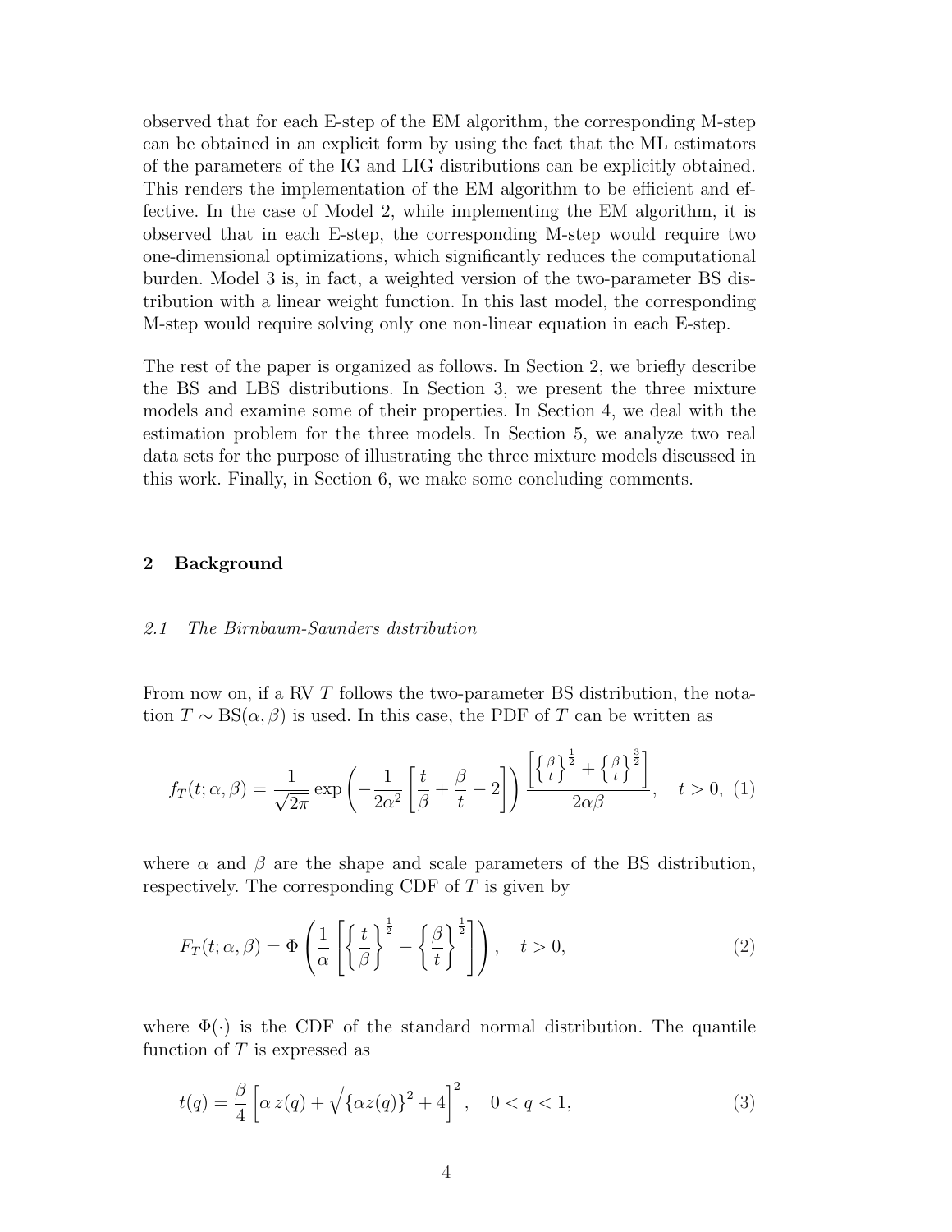observed that for each E-step of the EM algorithm, the corresponding M-step can be obtained in an explicit form by using the fact that the ML estimators of the parameters of the IG and LIG distributions can be explicitly obtained. This renders the implementation of the EM algorithm to be efficient and effective. In the case of Model 2, while implementing the EM algorithm, it is observed that in each E-step, the corresponding M-step would require two one-dimensional optimizations, which significantly reduces the computational burden. Model 3 is, in fact, a weighted version of the two-parameter BS distribution with a linear weight function. In this last model, the corresponding M-step would require solving only one non-linear equation in each E-step.

The rest of the paper is organized as follows. In Section 2, we briefly describe the BS and LBS distributions. In Section 3, we present the three mixture models and examine some of their properties. In Section 4, we deal with the estimation problem for the three models. In Section 5, we analyze two real data sets for the purpose of illustrating the three mixture models discussed in this work. Finally, in Section 6, we make some concluding comments.

## 2 Background

### *2.1 The Birnbaum-Saunders distribution*

From now on, if a RV $T$ follows the two-parameter BS distribution, the notation $T \sim \mathrm{BS}(\alpha, \beta)$ is used. In this case, the PDF of $T$ can be written as

$$f_T(t;\alpha,\beta) = \frac{1}{\sqrt{2\pi}} \exp\left(-\frac{1}{2\alpha^2}\left[\frac{t}{\beta} + \frac{\beta}{t} - 2\right]\right) \frac{\left[\left\{\frac{\beta}{t}\right\}^{\frac{1}{2}} + \left\{\frac{\beta}{t}\right\}^{\frac{3}{2}}\right]}{2\alpha\beta}, \quad t > 0, \tag{1}$$

where $\alpha$ and $\beta$ are the shape and scale parameters of the BS distribution, respectively. The corresponding CDF of $T$ is given by

$$F_T(t;\alpha,\beta) = \Phi\left(\frac{1}{\alpha}\left[\left\{\frac{t}{\beta}\right\}^{\frac{1}{2}} - \left\{\frac{\beta}{t}\right\}^{\frac{1}{2}}\right]\right), \quad t > 0, \tag{2}$$

where $\Phi(\cdot)$ is the CDF of the standard normal distribution. The quantile function of $T$ is expressed as

$$t(q) = \frac{\beta}{4}\left[\alpha\, z(q) + \sqrt{\{\alpha z(q)\}^2 + 4}\right]^2, \quad 0 < q < 1, \tag{3}$$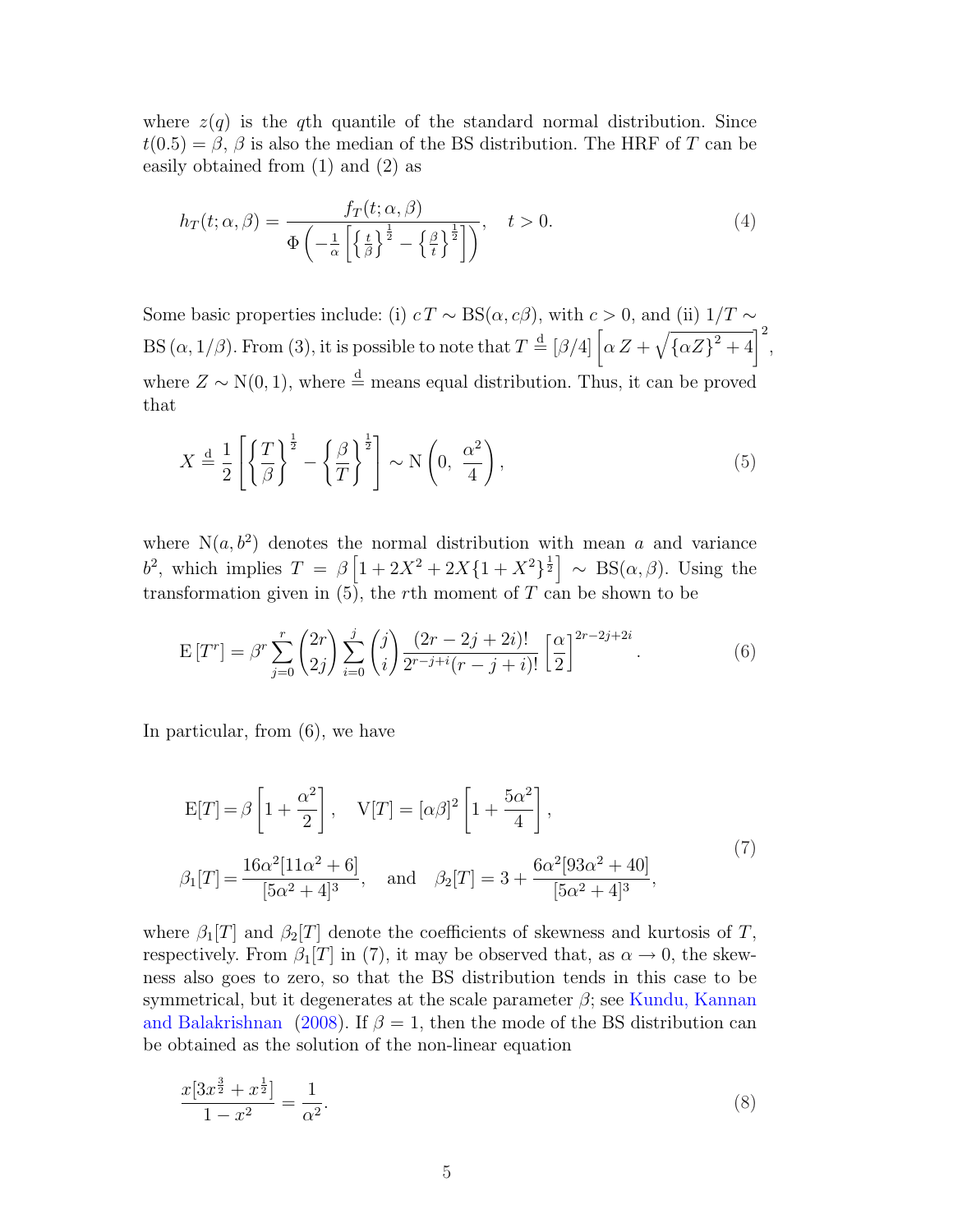where $z(q)$ is the $q$th quantile of the standard normal distribution. Since $t(0.5) = \beta$, $\beta$ is also the median of the BS distribution. The HRF of $T$ can be easily obtained from (1) and (2) as

$$
h_T(t;\alpha,\beta) = \frac{f_T(t;\alpha,\beta)}{\Phi\left(-\frac{1}{\alpha}\left[\left\{\frac{t}{\beta}\right\}^{\frac{1}{2}} - \left\{\frac{\beta}{t}\right\}^{\frac{1}{2}}\right]\right)}, \quad t > 0. \tag{4}
$$

Some basic properties include: (i) $c\,T \sim \mathrm{BS}(\alpha, c\beta)$, with $c > 0$, and (ii) $1/T \sim \mathrm{BS}\,(\alpha, 1/\beta)$. From (3), it is possible to note that $T \stackrel{\mathrm{d}}{=} [\beta/4]\left[\alpha\, Z + \sqrt{\{\alpha Z\}^2 + 4}\right]^2$, where $Z \sim \mathrm{N}(0,1)$, where $\stackrel{\mathrm{d}}{=}$ means equal distribution. Thus, it can be proved that

$$
X \stackrel{\mathrm{d}}{=} \frac{1}{2}\left[\left\{\frac{T}{\beta}\right\}^{\frac{1}{2}} - \left\{\frac{\beta}{T}\right\}^{\frac{1}{2}}\right] \sim \mathrm{N}\left(0,\ \frac{\alpha^2}{4}\right), \tag{5}
$$

where $\mathrm{N}(a, b^2)$ denotes the normal distribution with mean $a$ and variance $b^2$, which implies $T = \beta\left[1 + 2X^2 + 2X\{1 + X^2\}^{\frac{1}{2}}\right] \sim \mathrm{BS}(\alpha, \beta)$. Using the transformation given in (5), the $r$th moment of $T$ can be shown to be

$$
\mathrm{E}\left[T^r\right] = \beta^r \sum_{j=0}^{r} \binom{2r}{2j} \sum_{i=0}^{j} \binom{j}{i} \frac{(2r-2j+2i)!}{2^{r-j+i}(r-j+i)!}\left[\frac{\alpha}{2}\right]^{2r-2j+2i}. \tag{6}
$$

In particular, from (6), we have

$$
\begin{aligned}
\mathrm{E}[T] &= \beta\left[1 + \frac{\alpha^2}{2}\right], \quad \mathrm{V}[T] = [\alpha\beta]^2\left[1 + \frac{5\alpha^2}{4}\right], \\
\beta_1[T] &= \frac{16\alpha^2[11\alpha^2 + 6]}{[5\alpha^2 + 4]^3}, \quad \text{and} \quad \beta_2[T] = 3 + \frac{6\alpha^2[93\alpha^2 + 40]}{[5\alpha^2 + 4]^3},
\end{aligned} \tag{7}
$$

where $\beta_1[T]$ and $\beta_2[T]$ denote the coefficients of skewness and kurtosis of $T$, respectively. From $\beta_1[T]$ in (7), it may be observed that, as $\alpha \to 0$, the skewness also goes to zero, so that the BS distribution tends in this case to be symmetrical, but it degenerates at the scale parameter $\beta$; see Kundu, Kannan and Balakrishnan (2008). If $\beta = 1$, then the mode of the BS distribution can be obtained as the solution of the non-linear equation

$$
\frac{x[3x^{\frac{3}{2}} + x^{\frac{1}{2}}]}{1 - x^2} = \frac{1}{\alpha^2}. \tag{8}
$$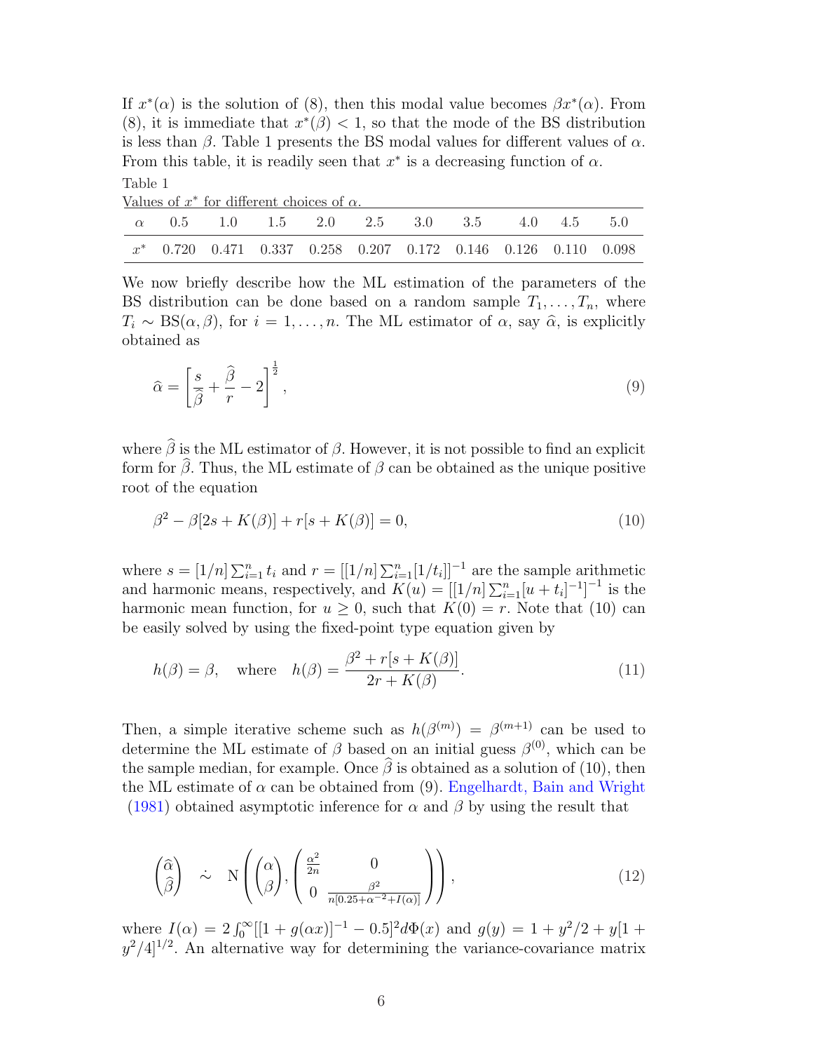If $x^*(\alpha)$ is the solution of (8), then this modal value becomes $\beta x^*(\alpha)$. From (8), it is immediate that $x^*(\beta) < 1$, so that the mode of the BS distribution is less than $\beta$. Table 1 presents the BS modal values for different values of $\alpha$. From this table, it is readily seen that $x^*$ is a decreasing function of $\alpha$.

Table 1

Values of $x^*$ for different choices of $\alpha$.

| $\alpha$ | 0.5 | 1.0 | 1.5 | 2.0 | 2.5 | 3.0 | 3.5 | 4.0 | 4.5 | 5.0 |
|---|---|---|---|---|---|---|---|---|---|---|
| $x^*$ | 0.720 | 0.471 | 0.337 | 0.258 | 0.207 | 0.172 | 0.146 | 0.126 | 0.110 | 0.098 |

We now briefly describe how the ML estimation of the parameters of the BS distribution can be done based on a random sample $T_1, \ldots, T_n$, where $T_i \sim \text{BS}(\alpha, \beta)$, for $i = 1, \ldots, n$. The ML estimator of $\alpha$, say $\widehat{\alpha}$, is explicitly obtained as

$$\widehat{\alpha} = \left[\frac{s}{\widehat{\beta}} + \frac{\widehat{\beta}}{r} - 2\right]^{\frac{1}{2}}, \tag{9}$$

where $\widehat{\beta}$ is the ML estimator of $\beta$. However, it is not possible to find an explicit form for $\widehat{\beta}$. Thus, the ML estimate of $\beta$ can be obtained as the unique positive root of the equation

$$\beta^2 - \beta[2s + K(\beta)] + r[s + K(\beta)] = 0, \tag{10}$$

where $s = [1/n]\sum_{i=1}^{n} t_i$ and $r = [[1/n]\sum_{i=1}^{n}[1/t_i]]^{-1}$ are the sample arithmetic and harmonic means, respectively, and $K(u) = [[1/n]\sum_{i=1}^{n}[u + t_i]^{-1}]^{-1}$ is the harmonic mean function, for $u \geq 0$, such that $K(0) = r$. Note that (10) can be easily solved by using the fixed-point type equation given by

$$h(\beta) = \beta, \quad \text{where} \quad h(\beta) = \frac{\beta^2 + r[s + K(\beta)]}{2r + K(\beta)}. \tag{11}$$

Then, a simple iterative scheme such as $h(\beta^{(m)}) = \beta^{(m+1)}$ can be used to determine the ML estimate of $\beta$ based on an initial guess $\beta^{(0)}$, which can be the sample median, for example. Once $\widehat{\beta}$ is obtained as a solution of (10), then the ML estimate of $\alpha$ can be obtained from (9). Engelhardt, Bain and Wright (1981) obtained asymptotic inference for $\alpha$ and $\beta$ by using the result that

$$\begin{pmatrix} \widehat{\alpha} \\ \widehat{\beta} \end{pmatrix} \;\; \dot{\sim} \;\; \text{N}\left(\begin{pmatrix} \alpha \\ \beta \end{pmatrix}, \begin{pmatrix} \frac{\alpha^2}{2n} & 0 \\ 0 & \frac{\beta^2}{n[0.25 + \alpha^{-2} + I(\alpha)]} \end{pmatrix}\right), \tag{12}$$

where $I(\alpha) = 2\int_0^\infty [[1 + g(\alpha x)]^{-1} - 0.5]^2 d\Phi(x)$ and $g(y) = 1 + y^2/2 + y[1 + y^2/4]^{1/2}$. An alternative way for determining the variance-covariance matrix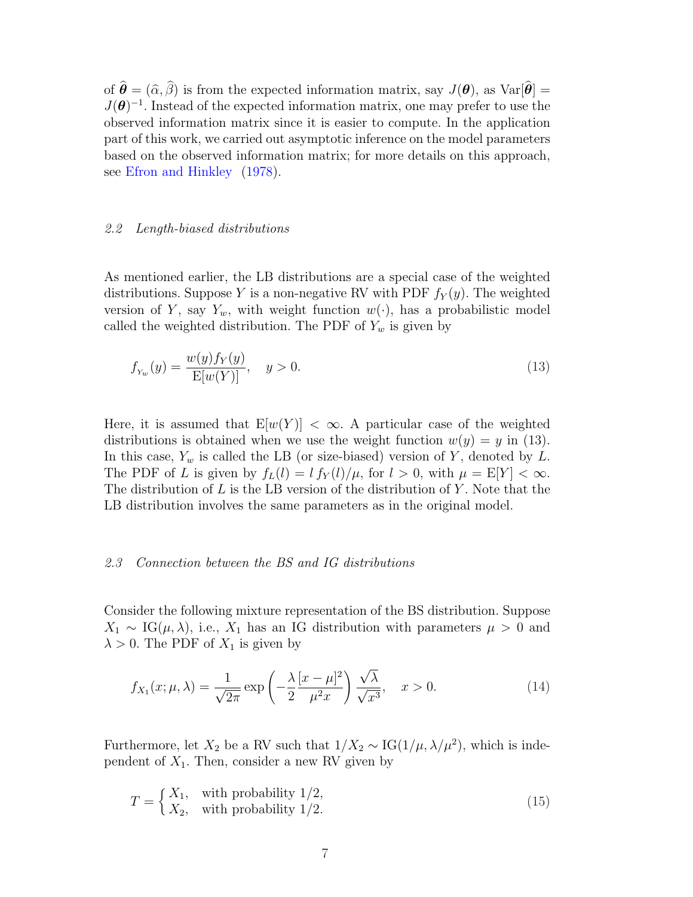of $\widehat{\boldsymbol{\theta}} = (\widehat{\alpha}, \widehat{\beta})$ is from the expected information matrix, say $J(\boldsymbol{\theta})$, as $\text{Var}[\widehat{\boldsymbol{\theta}}] = J(\boldsymbol{\theta})^{-1}$. Instead of the expected information matrix, one may prefer to use the observed information matrix since it is easier to compute. In the application part of this work, we carried out asymptotic inference on the model parameters based on the observed information matrix; for more details on this approach, see Efron and Hinkley (1978).

### *2.2 Length-biased distributions*

As mentioned earlier, the LB distributions are a special case of the weighted distributions. Suppose $Y$ is a non-negative RV with PDF $f_Y(y)$. The weighted version of $Y$, say $Y_w$, with weight function $w(\cdot)$, has a probabilistic model called the weighted distribution. The PDF of $Y_w$ is given by

$$f_{Y_w}(y) = \frac{w(y) f_Y(y)}{\text{E}[w(Y)]}, \quad y > 0. \tag{13}$$

Here, it is assumed that $\text{E}[w(Y)] < \infty$. A particular case of the weighted distributions is obtained when we use the weight function $w(y) = y$ in (13). In this case, $Y_w$ is called the LB (or size-biased) version of $Y$, denoted by $L$. The PDF of $L$ is given by $f_L(l) = l\, f_Y(l)/\mu$, for $l > 0$, with $\mu = \text{E}[Y] < \infty$. The distribution of $L$ is the LB version of the distribution of $Y$. Note that the LB distribution involves the same parameters as in the original model.

### *2.3 Connection between the BS and IG distributions*

Consider the following mixture representation of the BS distribution. Suppose $X_1 \sim \text{IG}(\mu, \lambda)$, i.e., $X_1$ has an IG distribution with parameters $\mu > 0$ and $\lambda > 0$. The PDF of $X_1$ is given by

$$f_{X_1}(x; \mu, \lambda) = \frac{1}{\sqrt{2\pi}} \exp\left(-\frac{\lambda}{2} \frac{[x-\mu]^2}{\mu^2 x}\right) \frac{\sqrt{\lambda}}{\sqrt{x^3}}, \quad x > 0. \tag{14}$$

Furthermore, let $X_2$ be a RV such that $1/X_2 \sim \text{IG}(1/\mu, \lambda/\mu^2)$, which is independent of $X_1$. Then, consider a new RV given by

$$T = \begin{cases} X_1, & \text{with probability } 1/2, \\ X_2, & \text{with probability } 1/2. \end{cases} \tag{15}$$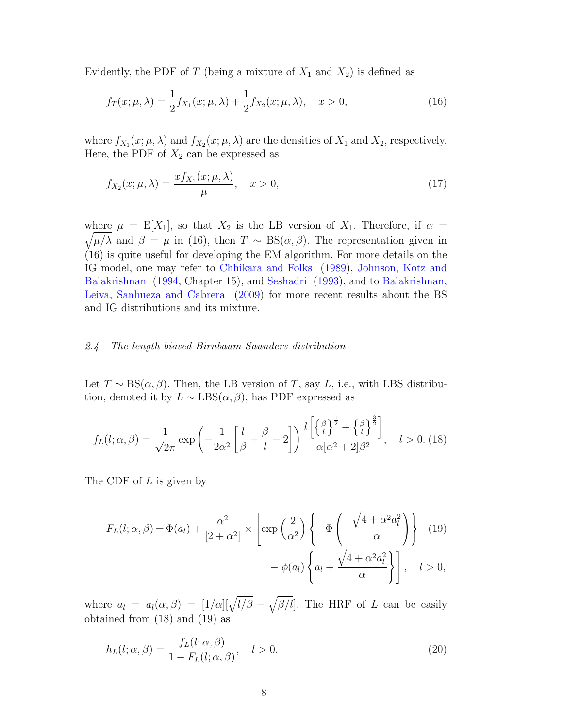Evidently, the PDF of $T$ (being a mixture of $X_1$ and $X_2$) is defined as

$$f_T(x;\mu,\lambda) = \frac{1}{2} f_{X_1}(x;\mu,\lambda) + \frac{1}{2} f_{X_2}(x;\mu,\lambda), \quad x > 0, \tag{16}$$

where $f_{X_1}(x;\mu,\lambda)$ and $f_{X_2}(x;\mu,\lambda)$ are the densities of $X_1$ and $X_2$, respectively. Here, the PDF of $X_2$ can be expressed as

$$f_{X_2}(x;\mu,\lambda) = \frac{x f_{X_1}(x;\mu,\lambda)}{\mu}, \quad x > 0, \tag{17}$$

where $\mu = \mathrm{E}[X_1]$, so that $X_2$ is the LB version of $X_1$. Therefore, if $\alpha = \sqrt{\mu/\lambda}$ and $\beta = \mu$ in (16), then $T \sim \mathrm{BS}(\alpha, \beta)$. The representation given in (16) is quite useful for developing the EM algorithm. For more details on the IG model, one may refer to Chhikara and Folks (1989), Johnson, Kotz and Balakrishnan (1994, Chapter 15), and Seshadri (1993), and to Balakrishnan, Leiva, Sanhueza and Cabrera (2009) for more recent results about the BS and IG distributions and its mixture.

### *2.4 The length-biased Birnbaum-Saunders distribution*

Let $T \sim \mathrm{BS}(\alpha, \beta)$. Then, the LB version of $T$, say $L$, i.e., with LBS distribution, denoted it by $L \sim \mathrm{LBS}(\alpha, \beta)$, has PDF expressed as

$$f_L(l;\alpha,\beta) = \frac{1}{\sqrt{2\pi}} \exp\left(-\frac{1}{2\alpha^2}\left[\frac{l}{\beta} + \frac{\beta}{l} - 2\right]\right) \frac{l\left[\left\{\frac{\beta}{l}\right\}^{\frac{1}{2}} + \left\{\frac{\beta}{l}\right\}^{\frac{3}{2}}\right]}{\alpha[\alpha^2 + 2]\beta^2}, \quad l > 0. \tag{18}$$

The CDF of $L$ is given by

$$\begin{aligned} F_L(l;\alpha,\beta) = \Phi(a_l) + \frac{\alpha^2}{[2+\alpha^2]} \times \Bigg[ &\exp\left(\frac{2}{\alpha^2}\right)\left\{-\Phi\left(-\frac{\sqrt{4+\alpha^2 a_l^2}}{\alpha}\right)\right\} \\ &- \phi(a_l)\left\{a_l + \frac{\sqrt{4+\alpha^2 a_l^2}}{\alpha}\right\}\Bigg], \quad l > 0, \end{aligned} \tag{19}$$

where $a_l = a_l(\alpha,\beta) = [1/\alpha][\sqrt{l/\beta} - \sqrt{\beta/l}]$. The HRF of $L$ can be easily obtained from (18) and (19) as

$$h_L(l;\alpha,\beta) = \frac{f_L(l;\alpha,\beta)}{1 - F_L(l;\alpha,\beta)}, \quad l > 0. \tag{20}$$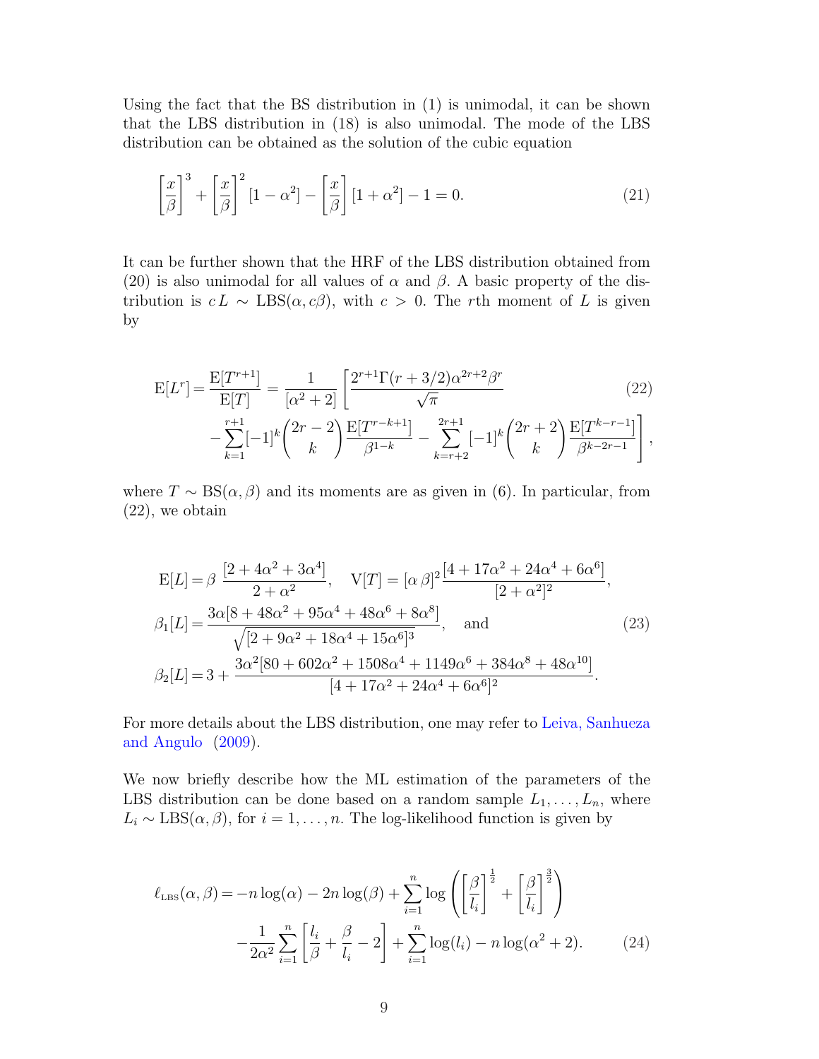Using the fact that the BS distribution in (1) is unimodal, it can be shown that the LBS distribution in (18) is also unimodal. The mode of the LBS distribution can be obtained as the solution of the cubic equation

$$\left[\frac{x}{\beta}\right]^3 + \left[\frac{x}{\beta}\right]^2 [1-\alpha^2] - \left[\frac{x}{\beta}\right][1+\alpha^2] - 1 = 0. \tag{21}$$

It can be further shown that the HRF of the LBS distribution obtained from (20) is also unimodal for all values of $\alpha$ and $\beta$. A basic property of the distribution is $c\,L \sim \mathrm{LBS}(\alpha, c\beta)$, with $c > 0$. The $r$th moment of $L$ is given by

$$\begin{aligned}\mathrm{E}[L^r] = \frac{\mathrm{E}[T^{r+1}]}{\mathrm{E}[T]} = \frac{1}{[\alpha^2+2]}\Bigg[&\frac{2^{r+1}\Gamma(r+3/2)\alpha^{2r+2}\beta^r}{\sqrt{\pi}} \\ &- \sum_{k=1}^{r+1}[-1]^k\binom{2r-2}{k}\frac{\mathrm{E}[T^{r-k+1}]}{\beta^{1-k}} - \sum_{k=r+2}^{2r+1}[-1]^k\binom{2r+2}{k}\frac{\mathrm{E}[T^{k-r-1}]}{\beta^{k-2r-1}}\Bigg],\end{aligned} \tag{22}$$

where $T \sim \mathrm{BS}(\alpha, \beta)$ and its moments are as given in (6). In particular, from (22), we obtain

$$\begin{aligned}\mathrm{E}[L] &= \beta\;\frac{[2+4\alpha^2+3\alpha^4]}{2+\alpha^2}, \quad \mathrm{V}[T] = [\alpha\,\beta]^2\frac{[4+17\alpha^2+24\alpha^4+6\alpha^6]}{[2+\alpha^2]^2}, \\ \beta_1[L] &= \frac{3\alpha[8+48\alpha^2+95\alpha^4+48\alpha^6+8\alpha^8]}{\sqrt{[2+9\alpha^2+18\alpha^4+15\alpha^6]^3}}, \quad \text{and} \\ \beta_2[L] &= 3 + \frac{3\alpha^2[80+602\alpha^2+1508\alpha^4+1149\alpha^6+384\alpha^8+48\alpha^{10}]}{[4+17\alpha^2+24\alpha^4+6\alpha^6]^2}.\end{aligned} \tag{23}$$

For more details about the LBS distribution, one may refer to Leiva, Sanhueza and Angulo (2009).

We now briefly describe how the ML estimation of the parameters of the LBS distribution can be done based on a random sample $L_1, \ldots, L_n$, where $L_i \sim \mathrm{LBS}(\alpha, \beta)$, for $i = 1, \ldots, n$. The log-likelihood function is given by

$$\begin{aligned}\ell_{\text{LBS}}(\alpha, \beta) = &-n\log(\alpha) - 2n\log(\beta) + \sum_{i=1}^n \log\left(\left[\frac{\beta}{l_i}\right]^{\frac{1}{2}} + \left[\frac{\beta}{l_i}\right]^{\frac{3}{2}}\right) \\ &- \frac{1}{2\alpha^2}\sum_{i=1}^n\left[\frac{l_i}{\beta} + \frac{\beta}{l_i} - 2\right] + \sum_{i=1}^n \log(l_i) - n\log(\alpha^2+2).\end{aligned} \tag{24}$$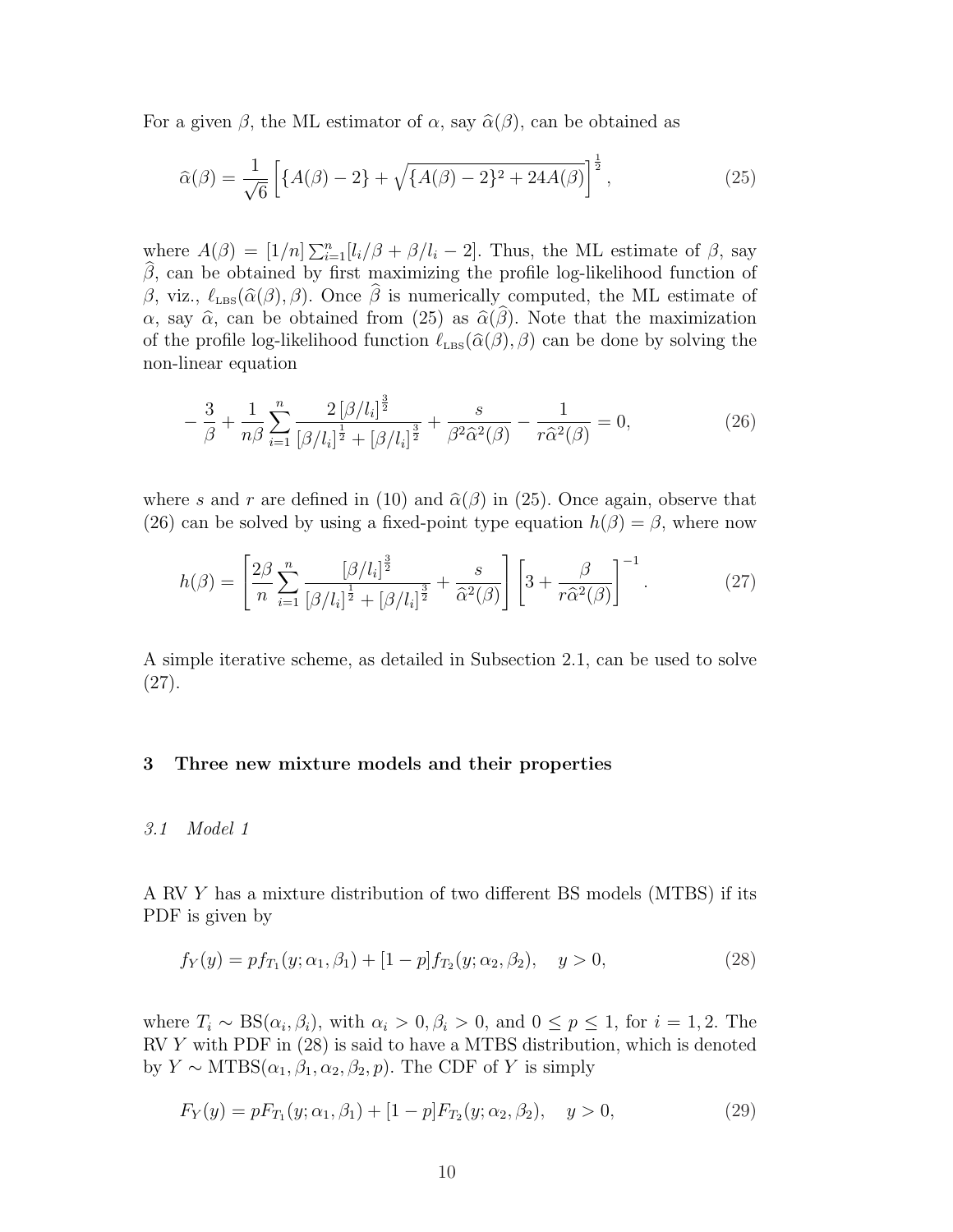For a given $\beta$, the ML estimator of $\alpha$, say $\widehat{\alpha}(\beta)$, can be obtained as

$$\widehat{\alpha}(\beta) = \frac{1}{\sqrt{6}} \left[ \{A(\beta) - 2\} + \sqrt{\{A(\beta) - 2\}^2 + 24A(\beta)} \right]^{\frac{1}{2}}, \tag{25}$$

where $A(\beta) = [1/n] \sum_{i=1}^{n} [l_i/\beta + \beta/l_i - 2]$. Thus, the ML estimate of $\beta$, say $\widehat{\beta}$, can be obtained by first maximizing the profile log-likelihood function of $\beta$, viz., $\ell_{\text{LBS}}(\widehat{\alpha}(\beta), \beta)$. Once $\widehat{\beta}$ is numerically computed, the ML estimate of $\alpha$, say $\widehat{\alpha}$, can be obtained from (25) as $\widehat{\alpha}(\widehat{\beta})$. Note that the maximization of the profile log-likelihood function $\ell_{\text{LBS}}(\widehat{\alpha}(\beta), \beta)$ can be done by solving the non-linear equation

$$-\frac{3}{\beta} + \frac{1}{n\beta} \sum_{i=1}^{n} \frac{2\,[\beta/l_i]^{\frac{3}{2}}}{[\beta/l_i]^{\frac{1}{2}} + [\beta/l_i]^{\frac{3}{2}}} + \frac{s}{\beta^2 \widehat{\alpha}^2(\beta)} - \frac{1}{r\widehat{\alpha}^2(\beta)} = 0, \tag{26}$$

where $s$ and $r$ are defined in (10) and $\widehat{\alpha}(\beta)$ in (25). Once again, observe that (26) can be solved by using a fixed-point type equation $h(\beta) = \beta$, where now

$$h(\beta) = \left[ \frac{2\beta}{n} \sum_{i=1}^{n} \frac{[\beta/l_i]^{\frac{3}{2}}}{[\beta/l_i]^{\frac{1}{2}} + [\beta/l_i]^{\frac{3}{2}}} + \frac{s}{\widehat{\alpha}^2(\beta)} \right] \left[ 3 + \frac{\beta}{r\widehat{\alpha}^2(\beta)} \right]^{-1}. \tag{27}$$

A simple iterative scheme, as detailed in Subsection 2.1, can be used to solve (27).

## 3 Three new mixture models and their properties

### *3.1 Model 1*

A RV $Y$ has a mixture distribution of two different BS models (MTBS) if its PDF is given by

$$f_Y(y) = p f_{T_1}(y; \alpha_1, \beta_1) + [1 - p] f_{T_2}(y; \alpha_2, \beta_2), \quad y > 0, \tag{28}$$

where $T_i \sim \text{BS}(\alpha_i, \beta_i)$, with $\alpha_i > 0, \beta_i > 0$, and $0 \leq p \leq 1$, for $i = 1, 2$. The RV $Y$ with PDF in (28) is said to have a MTBS distribution, which is denoted by $Y \sim \text{MTBS}(\alpha_1, \beta_1, \alpha_2, \beta_2, p)$. The CDF of $Y$ is simply

$$F_Y(y) = p F_{T_1}(y; \alpha_1, \beta_1) + [1 - p] F_{T_2}(y; \alpha_2, \beta_2), \quad y > 0, \tag{29}$$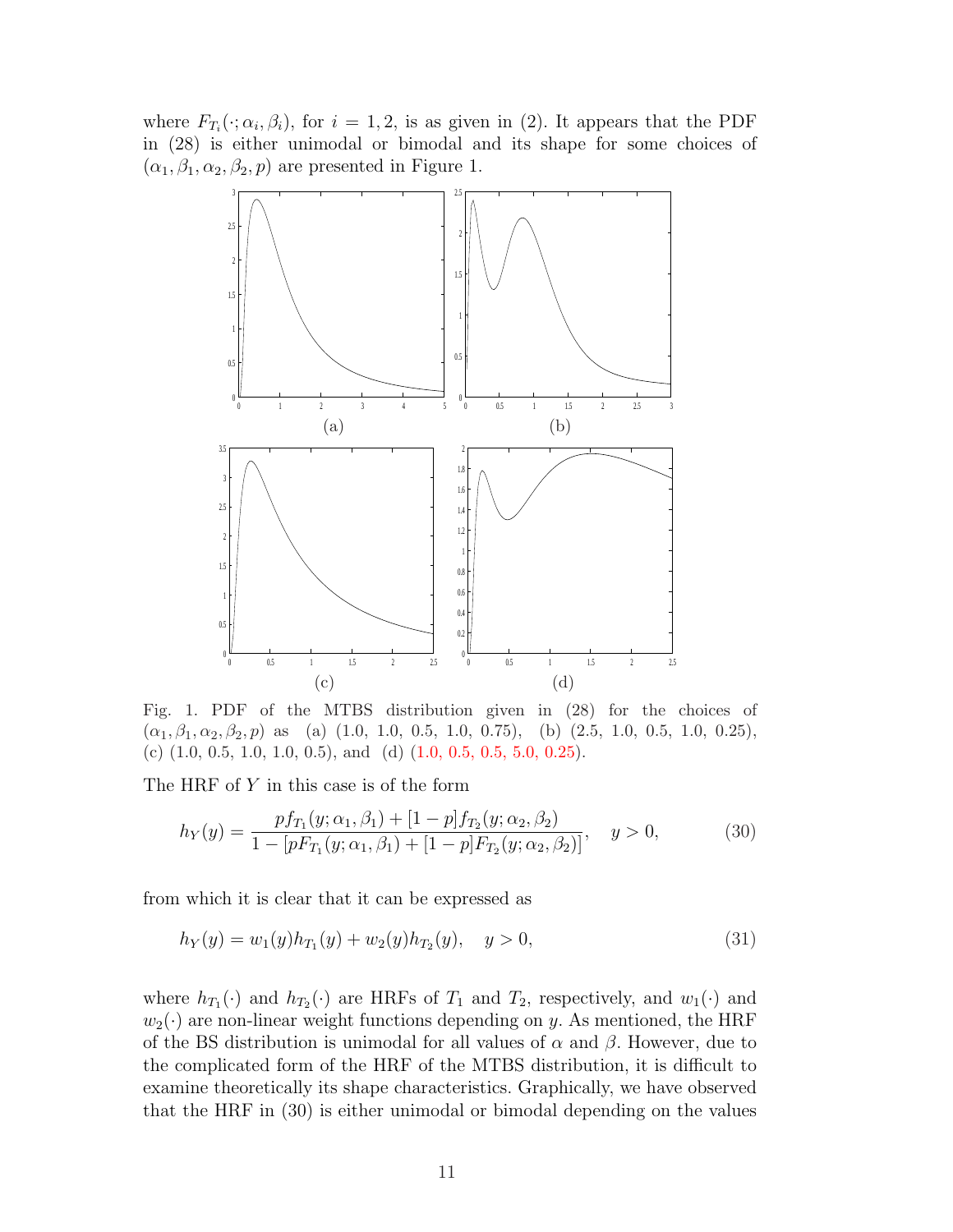where $F_{T_i}(\cdot;\alpha_i,\beta_i)$, for $i = 1, 2$, is as given in (2). It appears that the PDF in (28) is either unimodal or bimodal and its shape for some choices of $(\alpha_1, \beta_1, \alpha_2, \beta_2, p)$ are presented in Figure 1.

Fig. 1. PDF of the MTBS distribution given in (28) for the choices of $(\alpha_1, \beta_1, \alpha_2, \beta_2, p)$ as (a) (1.0, 1.0, 0.5, 1.0, 0.75), (b) (2.5, 1.0, 0.5, 1.0, 0.25), (c) (1.0, 0.5, 1.0, 1.0, 0.5), and (d) (1.0, 0.5, 0.5, 5.0, 0.25).

The HRF of $Y$ in this case is of the form

$$h_Y(y) = \frac{pf_{T_1}(y;\alpha_1,\beta_1) + [1-p]f_{T_2}(y;\alpha_2,\beta_2)}{1 - [pF_{T_1}(y;\alpha_1,\beta_1) + [1-p]F_{T_2}(y;\alpha_2,\beta_2)]}, \quad y > 0, \tag{30}$$

from which it is clear that it can be expressed as

$$h_Y(y) = w_1(y)h_{T_1}(y) + w_2(y)h_{T_2}(y), \quad y > 0, \tag{31}$$

where $h_{T_1}(\cdot)$ and $h_{T_2}(\cdot)$ are HRFs of $T_1$ and $T_2$, respectively, and $w_1(\cdot)$ and $w_2(\cdot)$ are non-linear weight functions depending on $y$. As mentioned, the HRF of the BS distribution is unimodal for all values of $\alpha$ and $\beta$. However, due to the complicated form of the HRF of the MTBS distribution, it is difficult to examine theoretically its shape characteristics. Graphically, we have observed that the HRF in (30) is either unimodal or bimodal depending on the values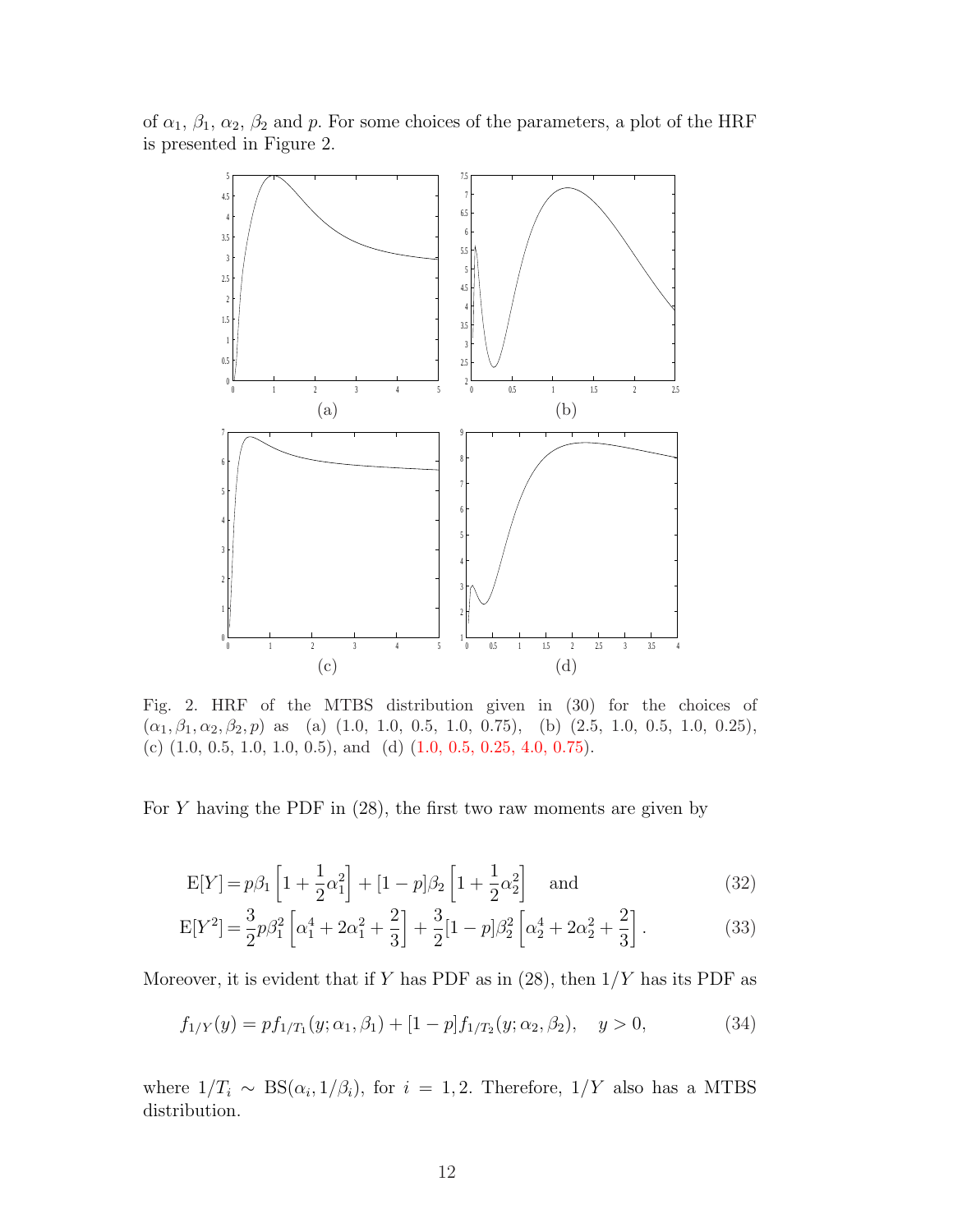of $\alpha_1$, $\beta_1$, $\alpha_2$, $\beta_2$ and $p$. For some choices of the parameters, a plot of the HRF is presented in Figure 2.

Fig. 2. HRF of the MTBS distribution given in (30) for the choices of $(\alpha_1, \beta_1, \alpha_2, \beta_2, p)$ as (a) (1.0, 1.0, 0.5, 1.0, 0.75), (b) (2.5, 1.0, 0.5, 1.0, 0.25), (c) (1.0, 0.5, 1.0, 1.0, 0.5), and (d) (1.0, 0.5, 0.25, 4.0, 0.75).

For $Y$ having the PDF in (28), the first two raw moments are given by

$$\mathrm{E}[Y] = p\beta_1\left[1 + \frac{1}{2}\alpha_1^2\right] + [1-p]\beta_2\left[1 + \frac{1}{2}\alpha_2^2\right] \quad \text{and} \tag{32}$$

$$\mathrm{E}[Y^2] = \frac{3}{2}p\beta_1^2\left[\alpha_1^4 + 2\alpha_1^2 + \frac{2}{3}\right] + \frac{3}{2}[1-p]\beta_2^2\left[\alpha_2^4 + 2\alpha_2^2 + \frac{2}{3}\right]. \tag{33}$$

Moreover, it is evident that if $Y$ has PDF as in (28), then $1/Y$ has its PDF as

$$f_{1/Y}(y) = p f_{1/T_1}(y; \alpha_1, \beta_1) + [1-p] f_{1/T_2}(y; \alpha_2, \beta_2), \quad y > 0, \tag{34}$$

where $1/T_i \sim \mathrm{BS}(\alpha_i, 1/\beta_i)$, for $i = 1, 2$. Therefore, $1/Y$ also has a MTBS distribution.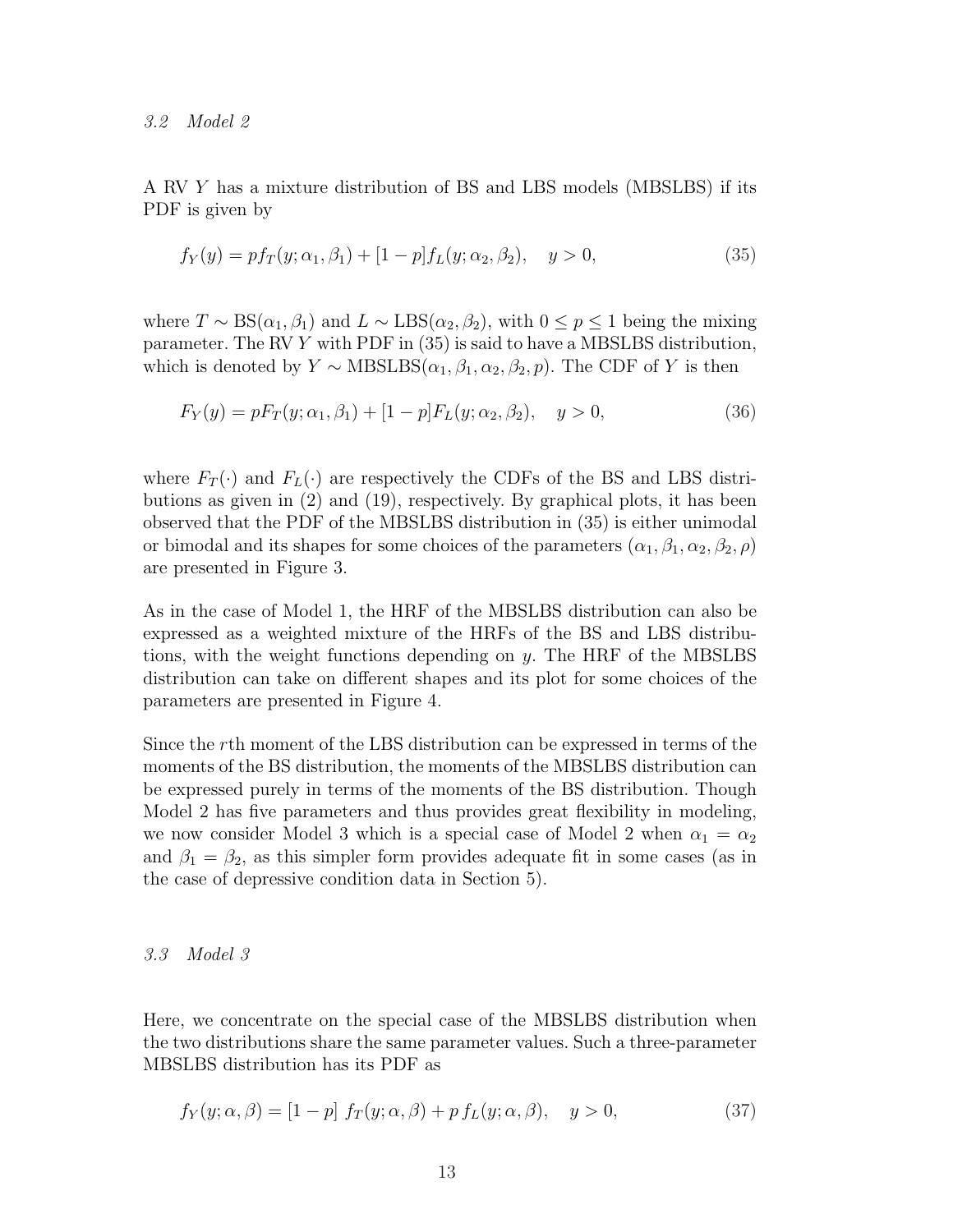### 3.2 Model 2

A RV $Y$ has a mixture distribution of BS and LBS models (MBSLBS) if its PDF is given by

$$f_Y(y) = pf_T(y; \alpha_1, \beta_1) + [1-p]f_L(y; \alpha_2, \beta_2), \quad y > 0, \tag{35}$$

where $T \sim \text{BS}(\alpha_1, \beta_1)$ and $L \sim \text{LBS}(\alpha_2, \beta_2)$, with $0 \leq p \leq 1$ being the mixing parameter. The RV $Y$ with PDF in (35) is said to have a MBSLBS distribution, which is denoted by $Y \sim \text{MBSLBS}(\alpha_1, \beta_1, \alpha_2, \beta_2, p)$. The CDF of $Y$ is then

$$F_Y(y) = pF_T(y; \alpha_1, \beta_1) + [1-p]F_L(y; \alpha_2, \beta_2), \quad y > 0, \tag{36}$$

where $F_T(\cdot)$ and $F_L(\cdot)$ are respectively the CDFs of the BS and LBS distributions as given in (2) and (19), respectively. By graphical plots, it has been observed that the PDF of the MBSLBS distribution in (35) is either unimodal or bimodal and its shapes for some choices of the parameters $(\alpha_1, \beta_1, \alpha_2, \beta_2, \rho)$ are presented in Figure 3.

As in the case of Model 1, the HRF of the MBSLBS distribution can also be expressed as a weighted mixture of the HRFs of the BS and LBS distributions, with the weight functions depending on $y$. The HRF of the MBSLBS distribution can take on different shapes and its plot for some choices of the parameters are presented in Figure 4.

Since the $r$th moment of the LBS distribution can be expressed in terms of the moments of the BS distribution, the moments of the MBSLBS distribution can be expressed purely in terms of the moments of the BS distribution. Though Model 2 has five parameters and thus provides great flexibility in modeling, we now consider Model 3 which is a special case of Model 2 when $\alpha_1 = \alpha_2$ and $\beta_1 = \beta_2$, as this simpler form provides adequate fit in some cases (as in the case of depressive condition data in Section 5).

### 3.3 Model 3

Here, we concentrate on the special case of the MBSLBS distribution when the two distributions share the same parameter values. Such a three-parameter MBSLBS distribution has its PDF as

$$f_Y(y; \alpha, \beta) = [1-p] \; f_T(y; \alpha, \beta) + p \, f_L(y; \alpha, \beta), \quad y > 0, \tag{37}$$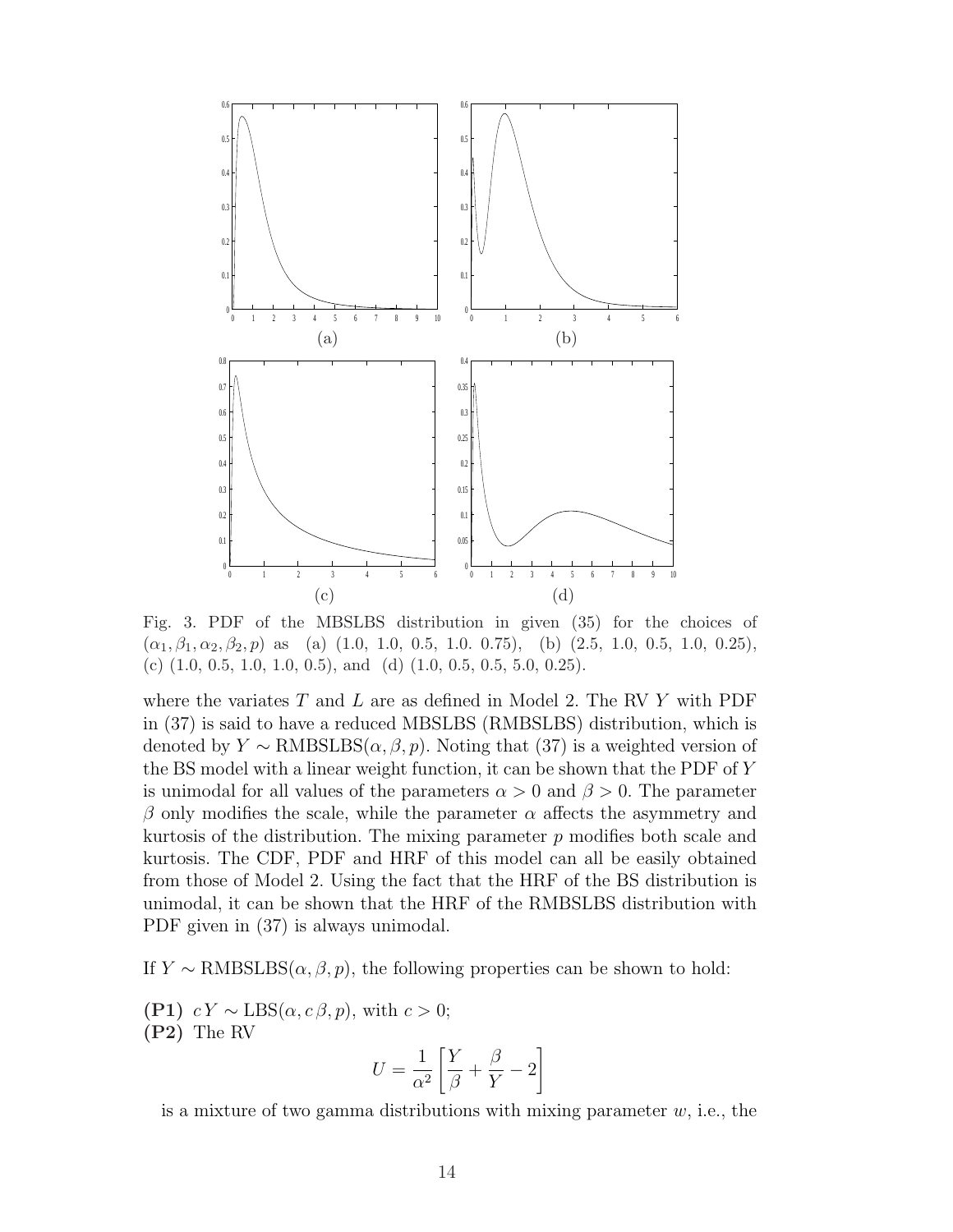Fig. 3. PDF of the MBSLBS distribution in given (35) for the choices of $(\alpha_1, \beta_1, \alpha_2, \beta_2, p)$ as (a) (1.0, 1.0, 0.5, 1.0. 0.75), (b) (2.5, 1.0, 0.5, 1.0, 0.25), (c) (1.0, 0.5, 1.0, 1.0, 0.5), and (d) (1.0, 0.5, 0.5, 5.0, 0.25).

where the variates $T$ and $L$ are as defined in Model 2. The RV $Y$ with PDF in (37) is said to have a reduced MBSLBS (RMBSLBS) distribution, which is denoted by $Y \sim \text{RMBSLBS}(\alpha, \beta, p)$. Noting that (37) is a weighted version of the BS model with a linear weight function, it can be shown that the PDF of $Y$ is unimodal for all values of the parameters $\alpha > 0$ and $\beta > 0$. The parameter $\beta$ only modifies the scale, while the parameter $\alpha$ affects the asymmetry and kurtosis of the distribution. The mixing parameter $p$ modifies both scale and kurtosis. The CDF, PDF and HRF of this model can all be easily obtained from those of Model 2. Using the fact that the HRF of the BS distribution is unimodal, it can be shown that the HRF of the RMBSLBS distribution with PDF given in (37) is always unimodal.

If $Y \sim \text{RMBSLBS}(\alpha, \beta, p)$, the following properties can be shown to hold:

**(P1)** $c\,Y \sim \text{LBS}(\alpha, c\,\beta, p)$, with $c > 0$;

**(P2)** The RV

$$U = \frac{1}{\alpha^2}\left[\frac{Y}{\beta} + \frac{\beta}{Y} - 2\right]$$

is a mixture of two gamma distributions with mixing parameter $w$, i.e., the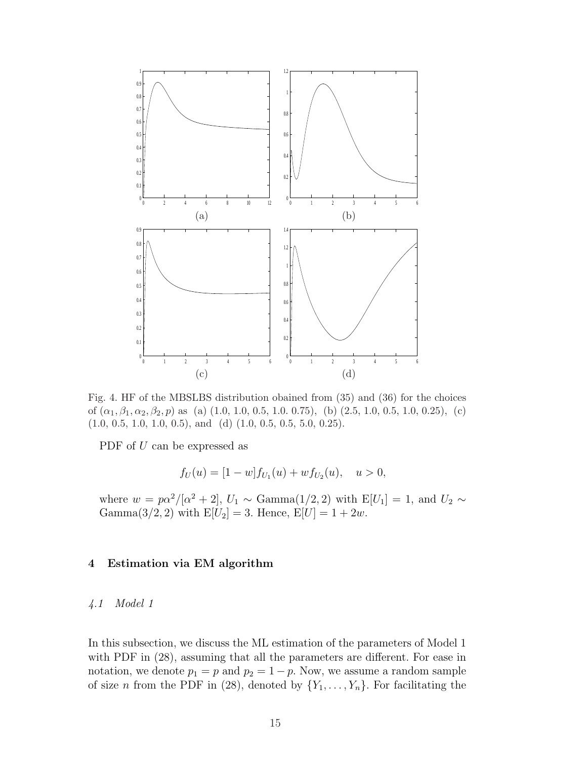Fig. 4. HF of the MBSLBS distribution obained from (35) and (36) for the choices of $(\alpha_1, \beta_1, \alpha_2, \beta_2, p)$ as (a) (1.0, 1.0, 0.5, 1.0. 0.75), (b) (2.5, 1.0, 0.5, 1.0, 0.25), (c) (1.0, 0.5, 1.0, 1.0, 0.5), and (d) (1.0, 0.5, 0.5, 5.0, 0.25).

PDF of $U$ can be expressed as

$$f_U(u) = [1 - w] f_{U_1}(u) + w f_{U_2}(u), \quad u > 0,$$

where $w = p\alpha^2/[\alpha^2 + 2]$, $U_1 \sim \text{Gamma}(1/2, 2)$ with $\text{E}[U_1] = 1$, and $U_2 \sim \text{Gamma}(3/2, 2)$ with $\text{E}[U_2] = 3$. Hence, $\text{E}[U] = 1 + 2w$.

## 4 Estimation via EM algorithm

### *4.1 Model 1*

In this subsection, we discuss the ML estimation of the parameters of Model 1 with PDF in (28), assuming that all the parameters are different. For ease in notation, we denote $p_1 = p$ and $p_2 = 1 - p$. Now, we assume a random sample of size $n$ from the PDF in (28), denoted by $\{Y_1, \ldots, Y_n\}$. For facilitating the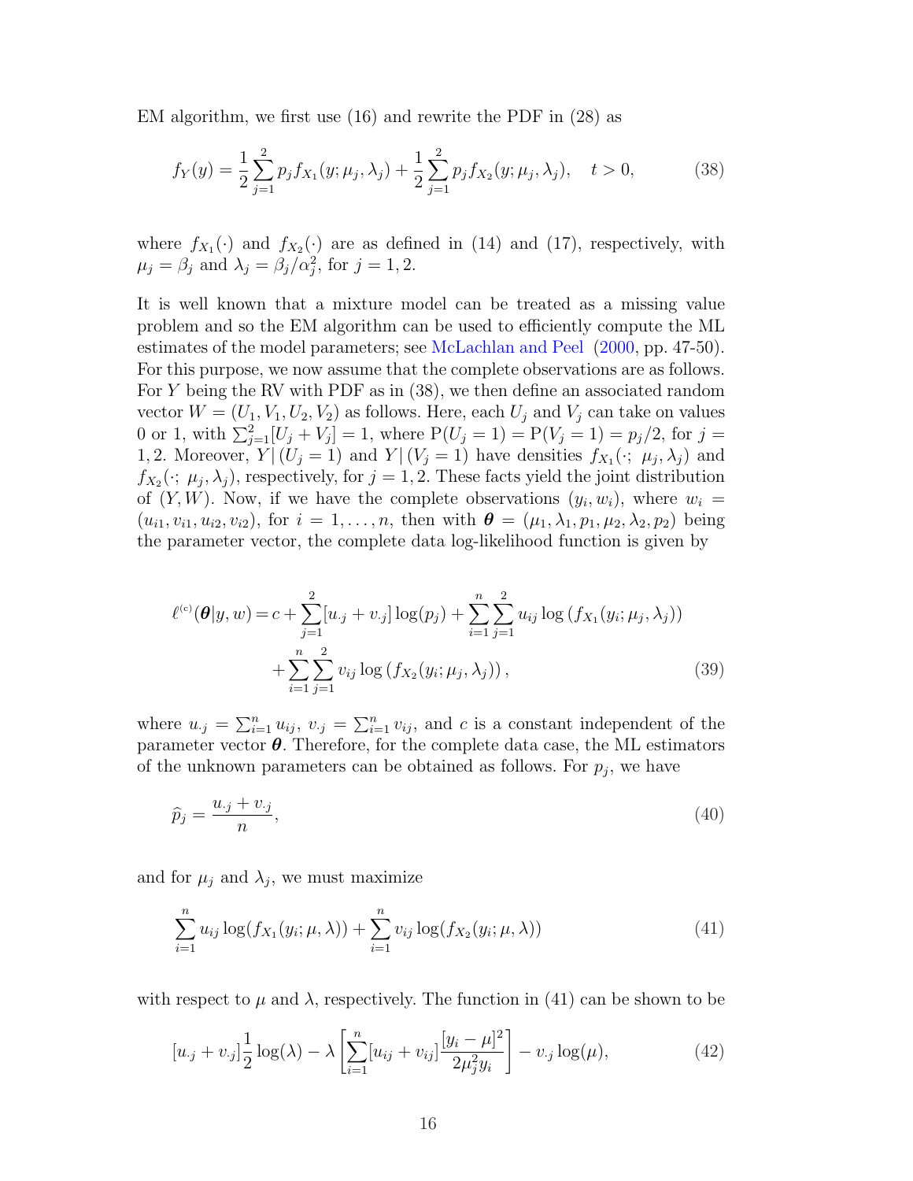EM algorithm, we first use (16) and rewrite the PDF in (28) as

$$f_Y(y) = \frac{1}{2}\sum_{j=1}^{2} p_j f_{X_1}(y;\mu_j,\lambda_j) + \frac{1}{2}\sum_{j=1}^{2} p_j f_{X_2}(y;\mu_j,\lambda_j), \quad t>0, \tag{38}$$

where $f_{X_1}(\cdot)$ and $f_{X_2}(\cdot)$ are as defined in (14) and (17), respectively, with $\mu_j = \beta_j$ and $\lambda_j = \beta_j/\alpha_j^2$, for $j = 1, 2$.

It is well known that a mixture model can be treated as a missing value problem and so the EM algorithm can be used to efficiently compute the ML estimates of the model parameters; see McLachlan and Peel (2000, pp. 47-50). For this purpose, we now assume that the complete observations are as follows. For $Y$ being the RV with PDF as in (38), we then define an associated random vector $W = (U_1, V_1, U_2, V_2)$ as follows. Here, each $U_j$ and $V_j$ can take on values 0 or 1, with $\sum_{j=1}^{2}[U_j + V_j] = 1$, where $\mathrm{P}(U_j = 1) = \mathrm{P}(V_j = 1) = p_j/2$, for $j = 1, 2$. Moreover, $Y|\,(U_j = 1)$ and $Y|\,(V_j = 1)$ have densities $f_{X_1}(\cdot;\ \mu_j,\lambda_j)$ and $f_{X_2}(\cdot;\ \mu_j,\lambda_j)$, respectively, for $j = 1, 2$. These facts yield the joint distribution of $(Y, W)$. Now, if we have the complete observations $(y_i, w_i)$, where $w_i = (u_{i1}, v_{i1}, u_{i2}, v_{i2})$, for $i = 1, \ldots, n$, then with $\boldsymbol{\theta} = (\mu_1, \lambda_1, p_1, \mu_2, \lambda_2, p_2)$ being the parameter vector, the complete data log-likelihood function is given by

$$\begin{aligned}\ell^{(c)}(\boldsymbol{\theta}|y,w) = c &+ \sum_{j=1}^{2}[u_{\cdot j} + v_{\cdot j}]\log(p_j) + \sum_{i=1}^{n}\sum_{j=1}^{2} u_{ij}\log\left(f_{X_1}(y_i;\mu_j,\lambda_j)\right) \\ &+ \sum_{i=1}^{n}\sum_{j=1}^{2} v_{ij}\log\left(f_{X_2}(y_i;\mu_j,\lambda_j)\right),\end{aligned} \tag{39}$$

where $u_{\cdot j} = \sum_{i=1}^{n} u_{ij}$, $v_{\cdot j} = \sum_{i=1}^{n} v_{ij}$, and $c$ is a constant independent of the parameter vector $\boldsymbol{\theta}$. Therefore, for the complete data case, the ML estimators of the unknown parameters can be obtained as follows. For $p_j$, we have

$$\widehat{p}_j = \frac{u_{\cdot j} + v_{\cdot j}}{n}, \tag{40}$$

and for $\mu_j$ and $\lambda_j$, we must maximize

$$\sum_{i=1}^{n} u_{ij}\log(f_{X_1}(y_i;\mu,\lambda)) + \sum_{i=1}^{n} v_{ij}\log(f_{X_2}(y_i;\mu,\lambda)) \tag{41}$$

with respect to $\mu$ and $\lambda$, respectively. The function in (41) can be shown to be

$$[u_{\cdot j} + v_{\cdot j}]\frac{1}{2}\log(\lambda) - \lambda\left[\sum_{i=1}^{n}[u_{ij} + v_{ij}]\frac{[y_i - \mu]^2}{2\mu_j^2 y_i}\right] - v_{\cdot j}\log(\mu), \tag{42}$$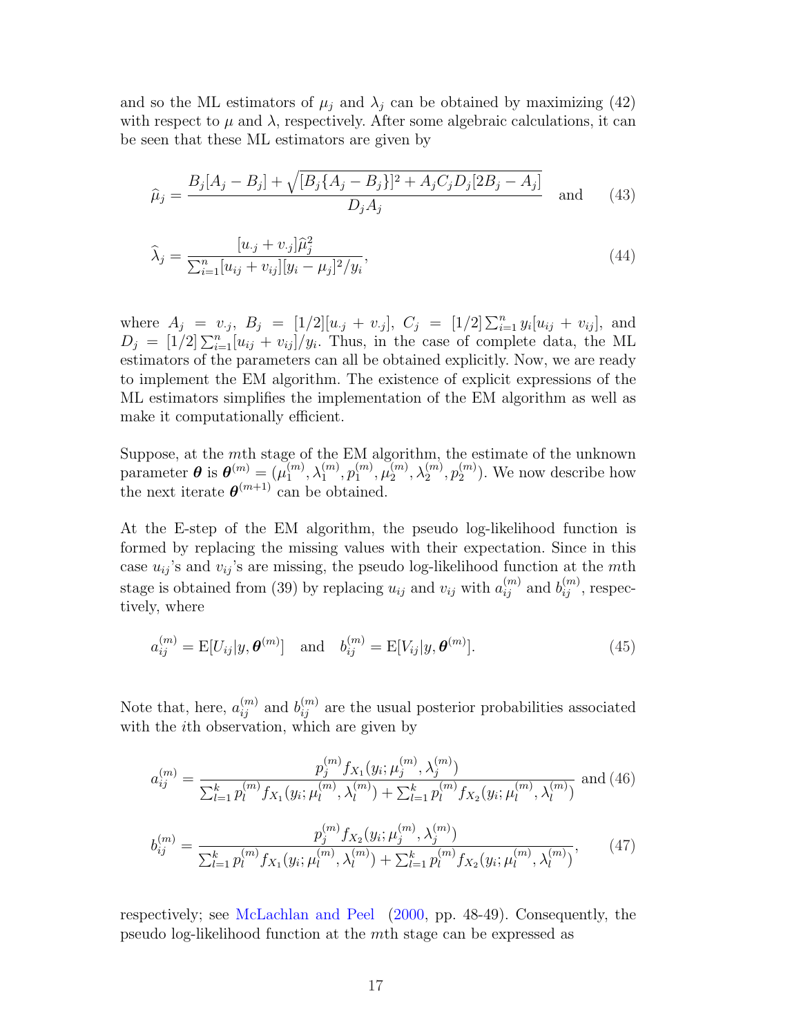and so the ML estimators of $\mu_j$ and $\lambda_j$ can be obtained by maximizing (42) with respect to $\mu$ and $\lambda$, respectively. After some algebraic calculations, it can be seen that these ML estimators are given by

$$\widehat{\mu}_j = \frac{B_j[A_j - B_j] + \sqrt{[B_j\{A_j - B_j\}]^2 + A_j C_j D_j [2B_j - A_j]}}{D_j A_j} \quad \text{and} \tag{43}$$

$$\widehat{\lambda}_j = \frac{[u_{\cdot j} + v_{\cdot j}]\widehat{\mu}_j^2}{\sum_{i=1}^n [u_{ij} + v_{ij}][y_i - \mu_j]^2 / y_i}, \tag{44}$$

where $A_j = v_{\cdot j}$, $B_j = [1/2][u_{\cdot j} + v_{\cdot j}]$, $C_j = [1/2]\sum_{i=1}^n y_i[u_{ij} + v_{ij}]$, and $D_j = [1/2]\sum_{i=1}^n [u_{ij} + v_{ij}]/y_i$. Thus, in the case of complete data, the ML estimators of the parameters can all be obtained explicitly. Now, we are ready to implement the EM algorithm. The existence of explicit expressions of the ML estimators simplifies the implementation of the EM algorithm as well as make it computationally efficient.

Suppose, at the $m$th stage of the EM algorithm, the estimate of the unknown parameter $\boldsymbol{\theta}$ is $\boldsymbol{\theta}^{(m)} = (\mu_1^{(m)}, \lambda_1^{(m)}, p_1^{(m)}, \mu_2^{(m)}, \lambda_2^{(m)}, p_2^{(m)})$. We now describe how the next iterate $\boldsymbol{\theta}^{(m+1)}$ can be obtained.

At the E-step of the EM algorithm, the pseudo log-likelihood function is formed by replacing the missing values with their expectation. Since in this case $u_{ij}$'s and $v_{ij}$'s are missing, the pseudo log-likelihood function at the $m$th stage is obtained from (39) by replacing $u_{ij}$ and $v_{ij}$ with $a_{ij}^{(m)}$ and $b_{ij}^{(m)}$, respectively, where

$$a_{ij}^{(m)} = \mathrm{E}[U_{ij}|y, \boldsymbol{\theta}^{(m)}] \quad \text{and} \quad b_{ij}^{(m)} = \mathrm{E}[V_{ij}|y, \boldsymbol{\theta}^{(m)}]. \tag{45}$$

Note that, here, $a_{ij}^{(m)}$ and $b_{ij}^{(m)}$ are the usual posterior probabilities associated with the $i$th observation, which are given by

$$a_{ij}^{(m)} = \frac{p_j^{(m)} f_{X_1}(y_i; \mu_j^{(m)}, \lambda_j^{(m)})}{\sum_{l=1}^k p_l^{(m)} f_{X_1}(y_i; \mu_l^{(m)}, \lambda_l^{(m)}) + \sum_{l=1}^k p_l^{(m)} f_{X_2}(y_i; \mu_l^{(m)}, \lambda_l^{(m)})} \text{ and} \tag{46}$$

$$b_{ij}^{(m)} = \frac{p_j^{(m)} f_{X_2}(y_i; \mu_j^{(m)}, \lambda_j^{(m)})}{\sum_{l=1}^k p_l^{(m)} f_{X_1}(y_i; \mu_l^{(m)}, \lambda_l^{(m)}) + \sum_{l=1}^k p_l^{(m)} f_{X_2}(y_i; \mu_l^{(m)}, \lambda_l^{(m)})}, \tag{47}$$

respectively; see McLachlan and Peel (2000, pp. 48-49). Consequently, the pseudo log-likelihood function at the $m$th stage can be expressed as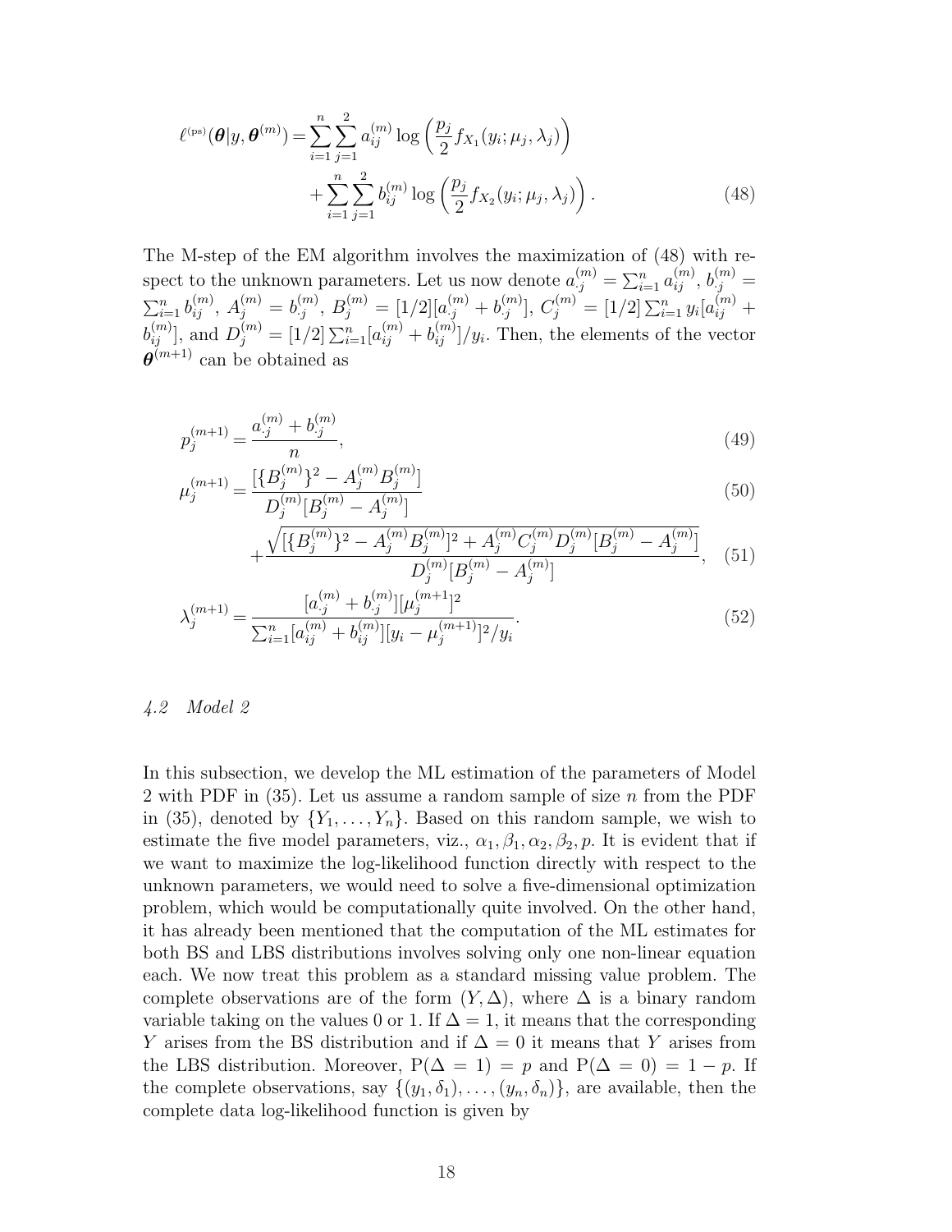$$
\ell^{(\mathrm{ps})}(\boldsymbol{\theta}|y,\boldsymbol{\theta}^{(m)}) = \sum_{i=1}^{n}\sum_{j=1}^{2} a_{ij}^{(m)} \log\left(\frac{p_j}{2} f_{X_1}(y_i;\mu_j,\lambda_j)\right) + \sum_{i=1}^{n}\sum_{j=1}^{2} b_{ij}^{(m)} \log\left(\frac{p_j}{2} f_{X_2}(y_i;\mu_j,\lambda_j)\right). \tag{48}
$$

The M-step of the EM algorithm involves the maximization of (48) with respect to the unknown parameters. Let us now denote $a_{\cdot j}^{(m)} = \sum_{i=1}^{n} a_{ij}^{(m)}$, $b_{\cdot j}^{(m)} = \sum_{i=1}^{n} b_{ij}^{(m)}$, $A_j^{(m)} = b_{\cdot j}^{(m)}$, $B_j^{(m)} = [1/2][a_{\cdot j}^{(m)} + b_{\cdot j}^{(m)}]$, $C_j^{(m)} = [1/2]\sum_{i=1}^{n} y_i[a_{ij}^{(m)} + b_{ij}^{(m)}]$, and $D_j^{(m)} = [1/2]\sum_{i=1}^{n}[a_{ij}^{(m)} + b_{ij}^{(m)}]/y_i$. Then, the elements of the vector $\boldsymbol{\theta}^{(m+1)}$ can be obtained as

$$
p_j^{(m+1)} = \frac{a_{\cdot j}^{(m)} + b_{\cdot j}^{(m)}}{n}, \tag{49}
$$

$$
\mu_j^{(m+1)} = \frac{[\{B_j^{(m)}\}^2 - A_j^{(m)}B_j^{(m)}]}{D_j^{(m)}[B_j^{(m)} - A_j^{(m)}]} \tag{50}
$$

$$
+ \frac{\sqrt{[\{B_j^{(m)}\}^2 - A_j^{(m)}B_j^{(m)}]^2 + A_j^{(m)}C_j^{(m)}D_j^{(m)}[B_j^{(m)} - A_j^{(m)}]}}{D_j^{(m)}[B_j^{(m)} - A_j^{(m)}]}, \tag{51}
$$

$$
\lambda_j^{(m+1)} = \frac{[a_{\cdot j}^{(m)} + b_{\cdot j}^{(m)}][\mu_j^{(m+1)}]^2}{\sum_{i=1}^{n}[a_{ij}^{(m)} + b_{ij}^{(m)}][y_i - \mu_j^{(m+1)}]^2/y_i}. \tag{52}
$$

### *4.2 Model 2*

In this subsection, we develop the ML estimation of the parameters of Model 2 with PDF in (35). Let us assume a random sample of size $n$ from the PDF in (35), denoted by $\{Y_1, \ldots, Y_n\}$. Based on this random sample, we wish to estimate the five model parameters, viz., $\alpha_1, \beta_1, \alpha_2, \beta_2, p$. It is evident that if we want to maximize the log-likelihood function directly with respect to the unknown parameters, we would need to solve a five-dimensional optimization problem, which would be computationally quite involved. On the other hand, it has already been mentioned that the computation of the ML estimates for both BS and LBS distributions involves solving only one non-linear equation each. We now treat this problem as a standard missing value problem. The complete observations are of the form $(Y, \Delta)$, where $\Delta$ is a binary random variable taking on the values 0 or 1. If $\Delta = 1$, it means that the corresponding $Y$ arises from the BS distribution and if $\Delta = 0$ it means that $Y$ arises from the LBS distribution. Moreover, $\mathrm{P}(\Delta = 1) = p$ and $\mathrm{P}(\Delta = 0) = 1 - p$. If the complete observations, say $\{(y_1, \delta_1), \ldots, (y_n, \delta_n)\}$, are available, then the complete data log-likelihood function is given by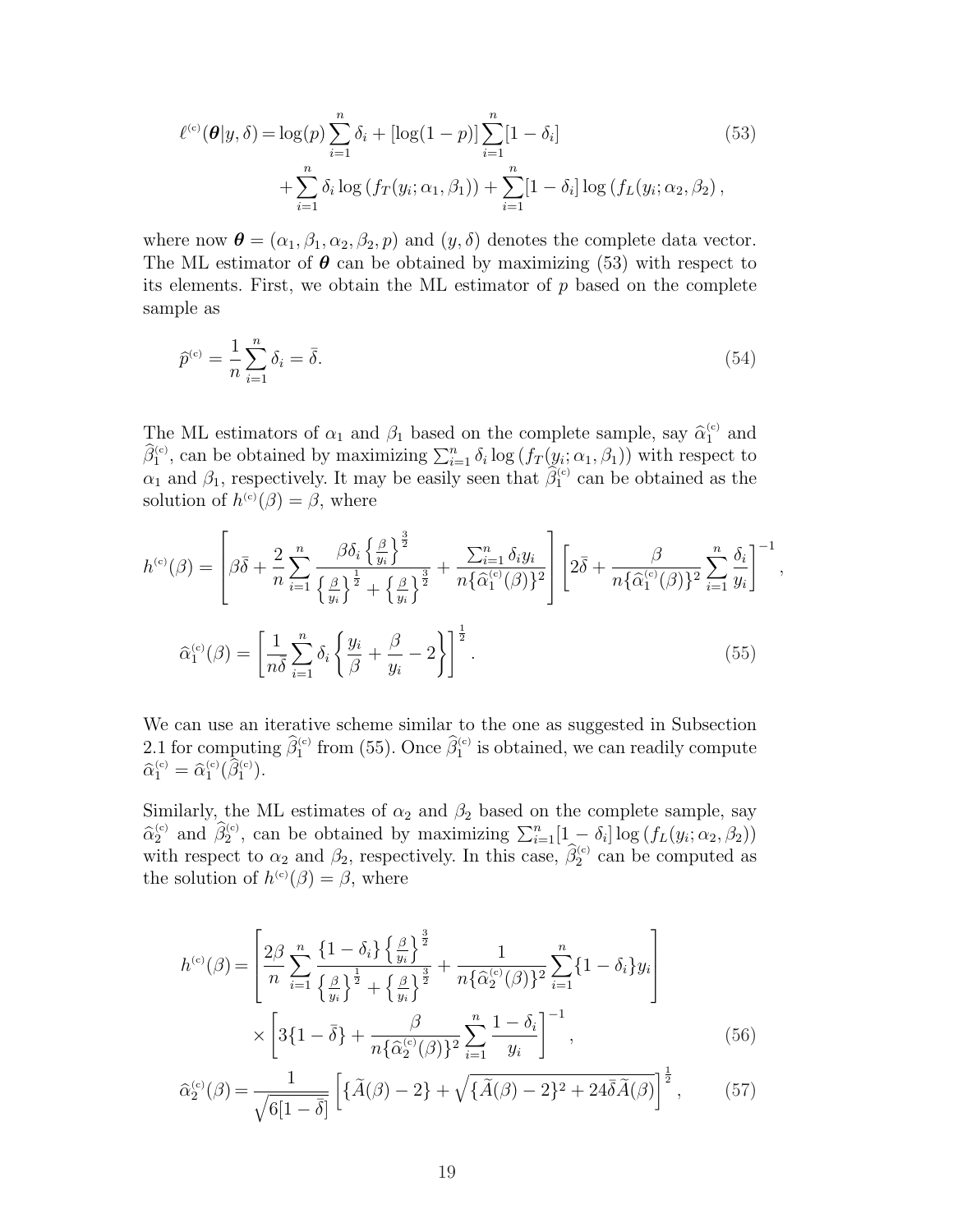$$\ell^{(c)}(\boldsymbol{\theta}|y,\delta) = \log(p)\sum_{i=1}^{n}\delta_i + [\log(1-p)]\sum_{i=1}^{n}[1-\delta_i] + \sum_{i=1}^{n}\delta_i \log\left(f_T(y_i;\alpha_1,\beta_1)\right) + \sum_{i=1}^{n}[1-\delta_i]\log\left(f_L(y_i;\alpha_2,\beta_2)\right), \tag{53}$$

where now $\boldsymbol{\theta} = (\alpha_1, \beta_1, \alpha_2, \beta_2, p)$ and $(y, \delta)$ denotes the complete data vector. The ML estimator of $\boldsymbol{\theta}$ can be obtained by maximizing (53) with respect to its elements. First, we obtain the ML estimator of $p$ based on the complete sample as

$$\widehat{p}^{(c)} = \frac{1}{n}\sum_{i=1}^{n}\delta_i = \bar{\delta}. \tag{54}$$

The ML estimators of $\alpha_1$ and $\beta_1$ based on the complete sample, say $\widehat{\alpha}_1^{(c)}$ and $\widehat{\beta}_1^{(c)}$, can be obtained by maximizing $\sum_{i=1}^{n}\delta_i \log\left(f_T(y_i;\alpha_1,\beta_1)\right)$ with respect to $\alpha_1$ and $\beta_1$, respectively. It may be easily seen that $\widehat{\beta}_1^{(c)}$ can be obtained as the solution of $h^{(c)}(\beta) = \beta$, where

$$h^{(c)}(\beta) = \left[\beta\bar{\delta} + \frac{2}{n}\sum_{i=1}^{n}\frac{\beta\delta_i\left\{\frac{\beta}{y_i}\right\}^{\frac{3}{2}}}{\left\{\frac{\beta}{y_i}\right\}^{\frac{1}{2}} + \left\{\frac{\beta}{y_i}\right\}^{\frac{3}{2}}} + \frac{\sum_{i=1}^{n}\delta_i y_i}{n\{\widehat{\alpha}_1^{(c)}(\beta)\}^2}\right]\left[2\bar{\delta} + \frac{\beta}{n\{\widehat{\alpha}_1^{(c)}(\beta)\}^2}\sum_{i=1}^{n}\frac{\delta_i}{y_i}\right]^{-1},$$

$$\widehat{\alpha}_1^{(c)}(\beta) = \left[\frac{1}{n\bar{\delta}}\sum_{i=1}^{n}\delta_i\left\{\frac{y_i}{\beta} + \frac{\beta}{y_i} - 2\right\}\right]^{\frac{1}{2}}. \tag{55}$$

We can use an iterative scheme similar to the one as suggested in Subsection 2.1 for computing $\widehat{\beta}_1^{(c)}$ from (55). Once $\widehat{\beta}_1^{(c)}$ is obtained, we can readily compute $\widehat{\alpha}_1^{(c)} = \widehat{\alpha}_1^{(c)}(\widehat{\beta}_1^{(c)})$.

Similarly, the ML estimates of $\alpha_2$ and $\beta_2$ based on the complete sample, say $\widehat{\alpha}_2^{(c)}$ and $\widehat{\beta}_2^{(c)}$, can be obtained by maximizing $\sum_{i=1}^{n}[1-\delta_i]\log\left(f_L(y_i;\alpha_2,\beta_2)\right)$ with respect to $\alpha_2$ and $\beta_2$, respectively. In this case, $\widehat{\beta}_2^{(c)}$ can be computed as the solution of $h^{(c)}(\beta) = \beta$, where

$$h^{(c)}(\beta) = \left[\frac{2\beta}{n}\sum_{i=1}^{n}\frac{\{1-\delta_i\}\left\{\frac{\beta}{y_i}\right\}^{\frac{3}{2}}}{\left\{\frac{\beta}{y_i}\right\}^{\frac{1}{2}} + \left\{\frac{\beta}{y_i}\right\}^{\frac{3}{2}}} + \frac{1}{n\{\widehat{\alpha}_2^{(c)}(\beta)\}^2}\sum_{i=1}^{n}\{1-\delta_i\}y_i\right] \times \left[3\{1-\bar{\delta}\} + \frac{\beta}{n\{\widehat{\alpha}_2^{(c)}(\beta)\}^2}\sum_{i=1}^{n}\frac{1-\delta_i}{y_i}\right]^{-1}, \tag{56}$$

$$\widehat{\alpha}_2^{(c)}(\beta) = \frac{1}{\sqrt{6[1-\bar{\delta}]}}\left[\{\widetilde{A}(\beta) - 2\} + \sqrt{\{\widetilde{A}(\beta) - 2\}^2 + 24\bar{\delta}\widetilde{A}(\beta)}\right]^{\frac{1}{2}}, \tag{57}$$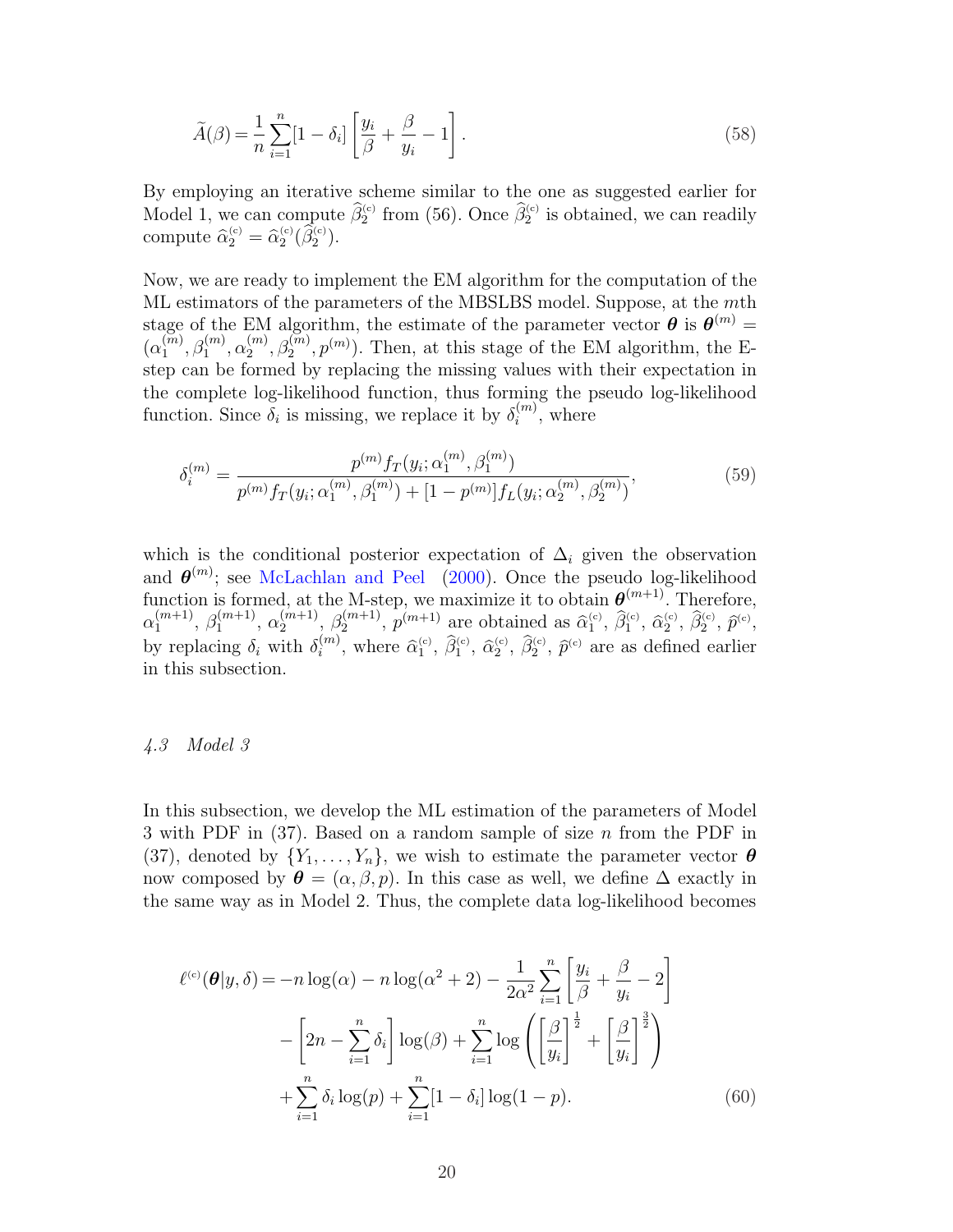$$\widetilde{A}(\beta) = \frac{1}{n}\sum_{i=1}^{n}[1-\delta_i]\left[\frac{y_i}{\beta} + \frac{\beta}{y_i} - 1\right]. \tag{58}$$

By employing an iterative scheme similar to the one as suggested earlier for Model 1, we can compute $\widehat{\beta}_2^{(c)}$ from (56). Once $\widehat{\beta}_2^{(c)}$ is obtained, we can readily compute $\widehat{\alpha}_2^{(c)} = \widehat{\alpha}_2^{(c)}(\widehat{\beta}_2^{(c)})$.

Now, we are ready to implement the EM algorithm for the computation of the ML estimators of the parameters of the MBSLBS model. Suppose, at the $m$th stage of the EM algorithm, the estimate of the parameter vector $\boldsymbol{\theta}$ is $\boldsymbol{\theta}^{(m)} = (\alpha_1^{(m)}, \beta_1^{(m)}, \alpha_2^{(m)}, \beta_2^{(m)}, p^{(m)})$. Then, at this stage of the EM algorithm, the E-step can be formed by replacing the missing values with their expectation in the complete log-likelihood function, thus forming the pseudo log-likelihood function. Since $\delta_i$ is missing, we replace it by $\delta_i^{(m)}$, where

$$\delta_i^{(m)} = \frac{p^{(m)} f_T(y_i; \alpha_1^{(m)}, \beta_1^{(m)})}{p^{(m)} f_T(y_i; \alpha_1^{(m)}, \beta_1^{(m)}) + [1-p^{(m)}] f_L(y_i; \alpha_2^{(m)}, \beta_2^{(m)})}, \tag{59}$$

which is the conditional posterior expectation of $\Delta_i$ given the observation and $\boldsymbol{\theta}^{(m)}$; see McLachlan and Peel (2000). Once the pseudo log-likelihood function is formed, at the M-step, we maximize it to obtain $\boldsymbol{\theta}^{(m+1)}$. Therefore, $\alpha_1^{(m+1)}$, $\beta_1^{(m+1)}$, $\alpha_2^{(m+1)}$, $\beta_2^{(m+1)}$, $p^{(m+1)}$ are obtained as $\widehat{\alpha}_1^{(c)}$, $\widehat{\beta}_1^{(c)}$, $\widehat{\alpha}_2^{(c)}$, $\widehat{\beta}_2^{(c)}$, $\widehat{p}^{(c)}$, by replacing $\delta_i$ with $\delta_i^{(m)}$, where $\widehat{\alpha}_1^{(c)}$, $\widehat{\beta}_1^{(c)}$, $\widehat{\alpha}_2^{(c)}$, $\widehat{\beta}_2^{(c)}$, $\widehat{p}^{(c)}$ are as defined earlier in this subsection.

### *4.3 Model 3*

In this subsection, we develop the ML estimation of the parameters of Model 3 with PDF in (37). Based on a random sample of size $n$ from the PDF in (37), denoted by $\{Y_1, \ldots, Y_n\}$, we wish to estimate the parameter vector $\boldsymbol{\theta}$ now composed by $\boldsymbol{\theta} = (\alpha, \beta, p)$. In this case as well, we define $\Delta$ exactly in the same way as in Model 2. Thus, the complete data log-likelihood becomes

$$\begin{aligned}
\ell^{(c)}(\boldsymbol{\theta}|y,\delta) = & -n\log(\alpha) - n\log(\alpha^2+2) - \frac{1}{2\alpha^2}\sum_{i=1}^{n}\left[\frac{y_i}{\beta} + \frac{\beta}{y_i} - 2\right] \\
& - \left[2n - \sum_{i=1}^{n}\delta_i\right]\log(\beta) + \sum_{i=1}^{n}\log\left(\left[\frac{\beta}{y_i}\right]^{\frac{1}{2}} + \left[\frac{\beta}{y_i}\right]^{\frac{3}{2}}\right) \\
& + \sum_{i=1}^{n}\delta_i\log(p) + \sum_{i=1}^{n}[1-\delta_i]\log(1-p).
\end{aligned} \tag{60}$$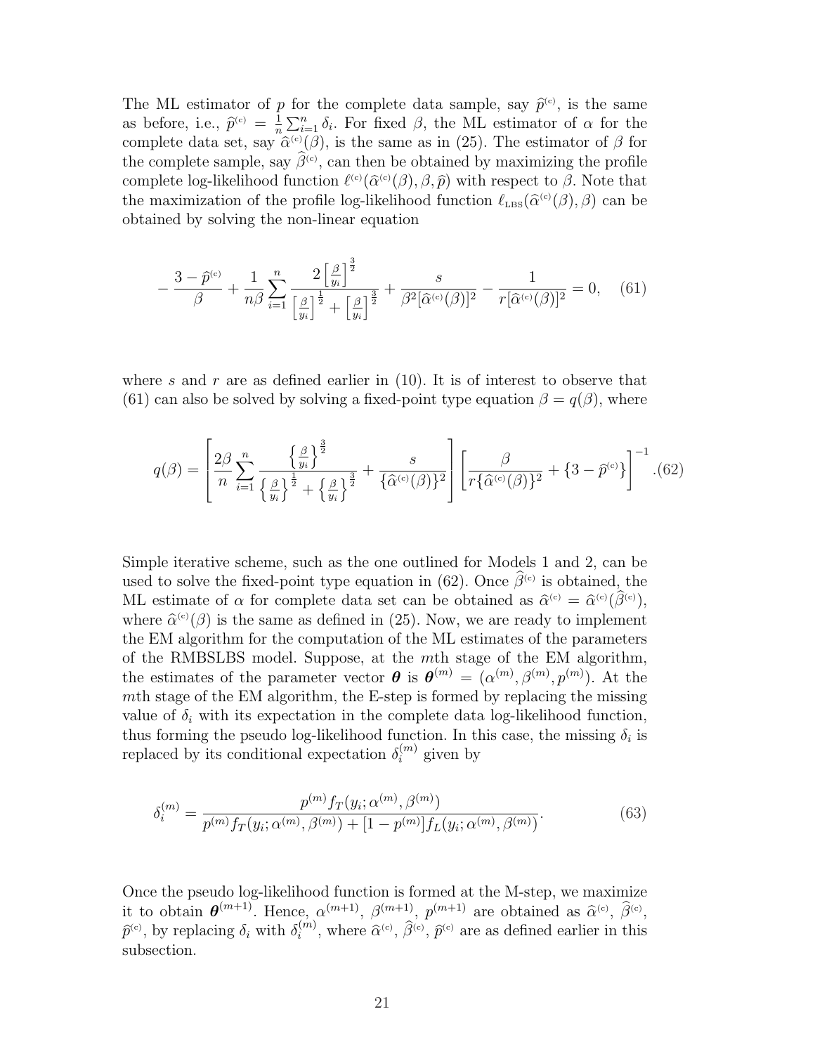The ML estimator of $p$ for the complete data sample, say $\widehat{p}^{(c)}$, is the same as before, i.e., $\widehat{p}^{(c)} = \frac{1}{n}\sum_{i=1}^{n}\delta_i$. For fixed $\beta$, the ML estimator of $\alpha$ for the complete data set, say $\widehat{\alpha}^{(c)}(\beta)$, is the same as in (25). The estimator of $\beta$ for the complete sample, say $\widehat{\beta}^{(c)}$, can then be obtained by maximizing the profile complete log-likelihood function $\ell^{(c)}(\widehat{\alpha}^{(c)}(\beta), \beta, \widehat{p})$ with respect to $\beta$. Note that the maximization of the profile log-likelihood function $\ell_{\text{LBS}}(\widehat{\alpha}^{(c)}(\beta), \beta)$ can be obtained by solving the non-linear equation

$$
-\frac{3-\widehat{p}^{(c)}}{\beta} + \frac{1}{n\beta}\sum_{i=1}^{n}\frac{2\left[\frac{\beta}{y_i}\right]^{\frac{3}{2}}}{\left[\frac{\beta}{y_i}\right]^{\frac{1}{2}} + \left[\frac{\beta}{y_i}\right]^{\frac{3}{2}}} + \frac{s}{\beta^2[\widehat{\alpha}^{(c)}(\beta)]^2} - \frac{1}{r[\widehat{\alpha}^{(c)}(\beta)]^2} = 0, \quad (61)
$$

where $s$ and $r$ are as defined earlier in (10). It is of interest to observe that (61) can also be solved by solving a fixed-point type equation $\beta = q(\beta)$, where

$$
q(\beta) = \left[\frac{2\beta}{n}\sum_{i=1}^{n}\frac{\left\{\frac{\beta}{y_i}\right\}^{\frac{3}{2}}}{\left\{\frac{\beta}{y_i}\right\}^{\frac{1}{2}} + \left\{\frac{\beta}{y_i}\right\}^{\frac{3}{2}}} + \frac{s}{\{\widehat{\alpha}^{(c)}(\beta)\}^2}\right]\left[\frac{\beta}{r\{\widehat{\alpha}^{(c)}(\beta)\}^2} + \{3-\widehat{p}^{(c)}\}\right]^{-1}. (62)
$$

Simple iterative scheme, such as the one outlined for Models 1 and 2, can be used to solve the fixed-point type equation in (62). Once $\widehat{\beta}^{(c)}$ is obtained, the ML estimate of $\alpha$ for complete data set can be obtained as $\widehat{\alpha}^{(c)} = \widehat{\alpha}^{(c)}(\widehat{\beta}^{(c)})$, where $\widehat{\alpha}^{(c)}(\beta)$ is the same as defined in (25). Now, we are ready to implement the EM algorithm for the computation of the ML estimates of the parameters of the RMBSLBS model. Suppose, at the $m$th stage of the EM algorithm, the estimates of the parameter vector $\boldsymbol{\theta}$ is $\boldsymbol{\theta}^{(m)} = (\alpha^{(m)}, \beta^{(m)}, p^{(m)})$. At the $m$th stage of the EM algorithm, the E-step is formed by replacing the missing value of $\delta_i$ with its expectation in the complete data log-likelihood function, thus forming the pseudo log-likelihood function. In this case, the missing $\delta_i$ is replaced by its conditional expectation $\delta_i^{(m)}$ given by

$$
\delta_i^{(m)} = \frac{p^{(m)}f_T(y_i;\alpha^{(m)},\beta^{(m)})}{p^{(m)}f_T(y_i;\alpha^{(m)},\beta^{(m)}) + [1-p^{(m)}]f_L(y_i;\alpha^{(m)},\beta^{(m)})}. \quad (63)
$$

Once the pseudo log-likelihood function is formed at the M-step, we maximize it to obtain $\boldsymbol{\theta}^{(m+1)}$. Hence, $\alpha^{(m+1)}$, $\beta^{(m+1)}$, $p^{(m+1)}$ are obtained as $\widehat{\alpha}^{(c)}$, $\widehat{\beta}^{(c)}$, $\widehat{p}^{(c)}$, by replacing $\delta_i$ with $\delta_i^{(m)}$, where $\widehat{\alpha}^{(c)}$, $\widehat{\beta}^{(c)}$, $\widehat{p}^{(c)}$ are as defined earlier in this subsection.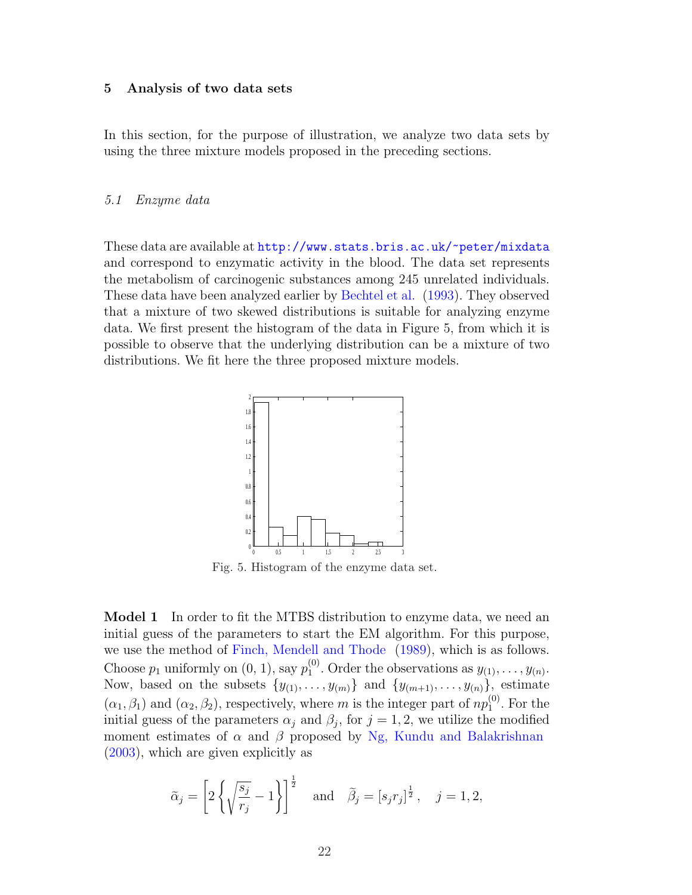## 5 Analysis of two data sets

In this section, for the purpose of illustration, we analyze two data sets by using the three mixture models proposed in the preceding sections.

### *5.1 Enzyme data*

These data are available at http://www.stats.bris.ac.uk/~peter/mixdata and correspond to enzymatic activity in the blood. The data set represents the metabolism of carcinogenic substances among 245 unrelated individuals. These data have been analyzed earlier by Bechtel et al. (1993). They observed that a mixture of two skewed distributions is suitable for analyzing enzyme data. We first present the histogram of the data in Figure 5, from which it is possible to observe that the underlying distribution can be a mixture of two distributions. We fit here the three proposed mixture models.

Fig. 5. Histogram of the enzyme data set.

**Model 1** In order to fit the MTBS distribution to enzyme data, we need an initial guess of the parameters to start the EM algorithm. For this purpose, we use the method of Finch, Mendell and Thode (1989), which is as follows. Choose $p_1$ uniformly on $(0, 1)$, say $p_1^{(0)}$. Order the observations as $y_{(1)}, \ldots, y_{(n)}$. Now, based on the subsets $\{y_{(1)}, \ldots, y_{(m)}\}$ and $\{y_{(m+1)}, \ldots, y_{(n)}\}$, estimate $(\alpha_1, \beta_1)$ and $(\alpha_2, \beta_2)$, respectively, where $m$ is the integer part of $np_1^{(0)}$. For the initial guess of the parameters $\alpha_j$ and $\beta_j$, for $j = 1, 2$, we utilize the modified moment estimates of $\alpha$ and $\beta$ proposed by Ng, Kundu and Balakrishnan (2003), which are given explicitly as

$$\widetilde{\alpha}_j = \left[2\left\{\sqrt{\frac{s_j}{r_j}} - 1\right\}\right]^{\frac{1}{2}} \quad \text{and} \quad \widetilde{\beta}_j = [s_j r_j]^{\frac{1}{2}}, \quad j = 1, 2,$$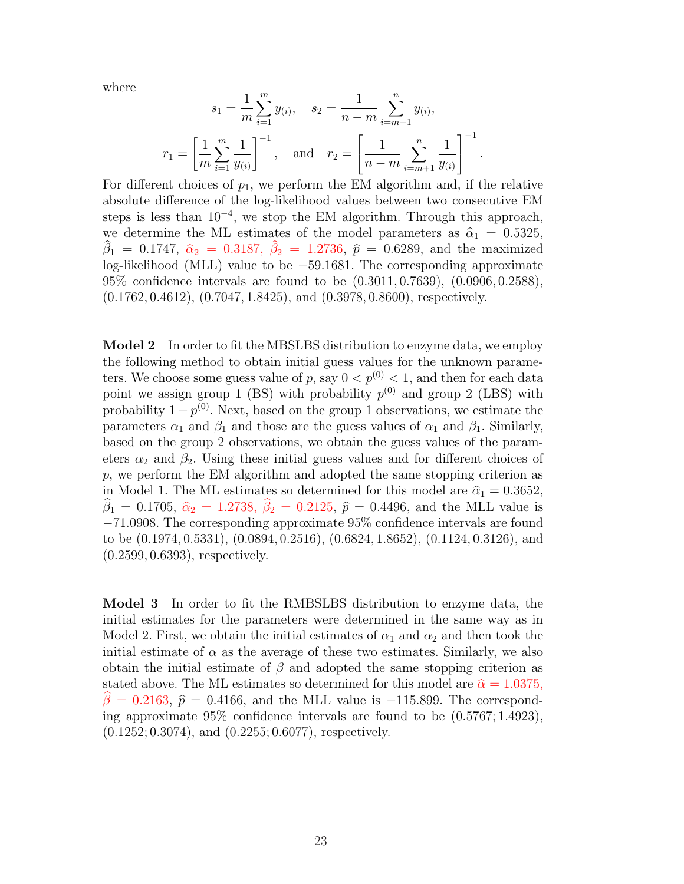where

$$s_1 = \frac{1}{m}\sum_{i=1}^{m} y_{(i)}, \quad s_2 = \frac{1}{n-m}\sum_{i=m+1}^{n} y_{(i)},$$

$$r_1 = \left[\frac{1}{m}\sum_{i=1}^{m}\frac{1}{y_{(i)}}\right]^{-1}, \quad \text{and} \quad r_2 = \left[\frac{1}{n-m}\sum_{i=m+1}^{n}\frac{1}{y_{(i)}}\right]^{-1}.$$

For different choices of $p_1$, we perform the EM algorithm and, if the relative absolute difference of the log-likelihood values between two consecutive EM steps is less than $10^{-4}$, we stop the EM algorithm. Through this approach, we determine the ML estimates of the model parameters as $\widehat{\alpha}_1 = 0.5325$, $\widehat{\beta}_1 = 0.1747$, $\widehat{\alpha}_2 = 0.3187$, $\widehat{\beta}_2 = 1.2736$, $\widehat{p} = 0.6289$, and the maximized log-likelihood (MLL) value to be $-59.1681$. The corresponding approximate 95% confidence intervals are found to be $(0.3011, 0.7639)$, $(0.0906, 0.2588)$, $(0.1762, 0.4612)$, $(0.7047, 1.8425)$, and $(0.3978, 0.8600)$, respectively.

**Model 2** In order to fit the MBSLBS distribution to enzyme data, we employ the following method to obtain initial guess values for the unknown parameters. We choose some guess value of $p$, say $0 < p^{(0)} < 1$, and then for each data point we assign group 1 (BS) with probability $p^{(0)}$ and group 2 (LBS) with probability $1 - p^{(0)}$. Next, based on the group 1 observations, we estimate the parameters $\alpha_1$ and $\beta_1$ and those are the guess values of $\alpha_1$ and $\beta_1$. Similarly, based on the group 2 observations, we obtain the guess values of the parameters $\alpha_2$ and $\beta_2$. Using these initial guess values and for different choices of $p$, we perform the EM algorithm and adopted the same stopping criterion as in Model 1. The ML estimates so determined for this model are $\widehat{\alpha}_1 = 0.3652$, $\widehat{\beta}_1 = 0.1705$, $\widehat{\alpha}_2 = 1.2738$, $\widehat{\beta}_2 = 0.2125$, $\widehat{p} = 0.4496$, and the MLL value is $-71.0908$. The corresponding approximate 95% confidence intervals are found to be $(0.1974, 0.5331)$, $(0.0894, 0.2516)$, $(0.6824, 1.8652)$, $(0.1124, 0.3126)$, and $(0.2599, 0.6393)$, respectively.

**Model 3** In order to fit the RMBSLBS distribution to enzyme data, the initial estimates for the parameters were determined in the same way as in Model 2. First, we obtain the initial estimates of $\alpha_1$ and $\alpha_2$ and then took the initial estimate of $\alpha$ as the average of these two estimates. Similarly, we also obtain the initial estimate of $\beta$ and adopted the same stopping criterion as stated above. The ML estimates so determined for this model are $\widehat{\alpha} = 1.0375$, $\widehat{\beta} = 0.2163$, $\widehat{p} = 0.4166$, and the MLL value is $-115.899$. The corresponding approximate 95% confidence intervals are found to be $(0.5767; 1.4923)$, $(0.1252; 0.3074)$, and $(0.2255; 0.6077)$, respectively.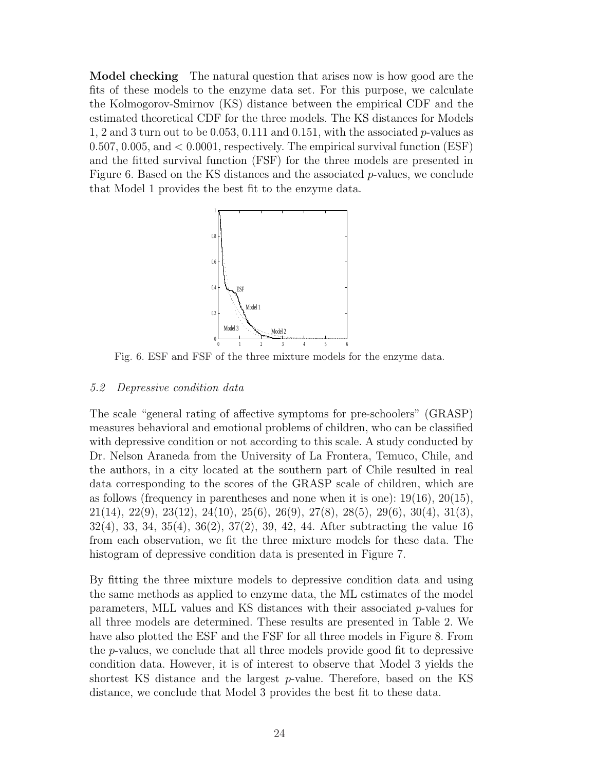**Model checking** The natural question that arises now is how good are the fits of these models to the enzyme data set. For this purpose, we calculate the Kolmogorov-Smirnov (KS) distance between the empirical CDF and the estimated theoretical CDF for the three models. The KS distances for Models 1, 2 and 3 turn out to be 0.053, 0.111 and 0.151, with the associated $p$-values as 0.507, 0.005, and $< 0.0001$, respectively. The empirical survival function (ESF) and the fitted survival function (FSF) for the three models are presented in Figure 6. Based on the KS distances and the associated $p$-values, we conclude that Model 1 provides the best fit to the enzyme data.

Fig. 6. ESF and FSF of the three mixture models for the enzyme data.

### *5.2 Depressive condition data*

The scale "general rating of affective symptoms for pre-schoolers" (GRASP) measures behavioral and emotional problems of children, who can be classified with depressive condition or not according to this scale. A study conducted by Dr. Nelson Araneda from the University of La Frontera, Temuco, Chile, and the authors, in a city located at the southern part of Chile resulted in real data corresponding to the scores of the GRASP scale of children, which are as follows (frequency in parentheses and none when it is one): 19(16), 20(15), 21(14), 22(9), 23(12), 24(10), 25(6), 26(9), 27(8), 28(5), 29(6), 30(4), 31(3), 32(4), 33, 34, 35(4), 36(2), 37(2), 39, 42, 44. After subtracting the value 16 from each observation, we fit the three mixture models for these data. The histogram of depressive condition data is presented in Figure 7.

By fitting the three mixture models to depressive condition data and using the same methods as applied to enzyme data, the ML estimates of the model parameters, MLL values and KS distances with their associated $p$-values for all three models are determined. These results are presented in Table 2. We have also plotted the ESF and the FSF for all three models in Figure 8. From the $p$-values, we conclude that all three models provide good fit to depressive condition data. However, it is of interest to observe that Model 3 yields the shortest KS distance and the largest $p$-value. Therefore, based on the KS distance, we conclude that Model 3 provides the best fit to these data.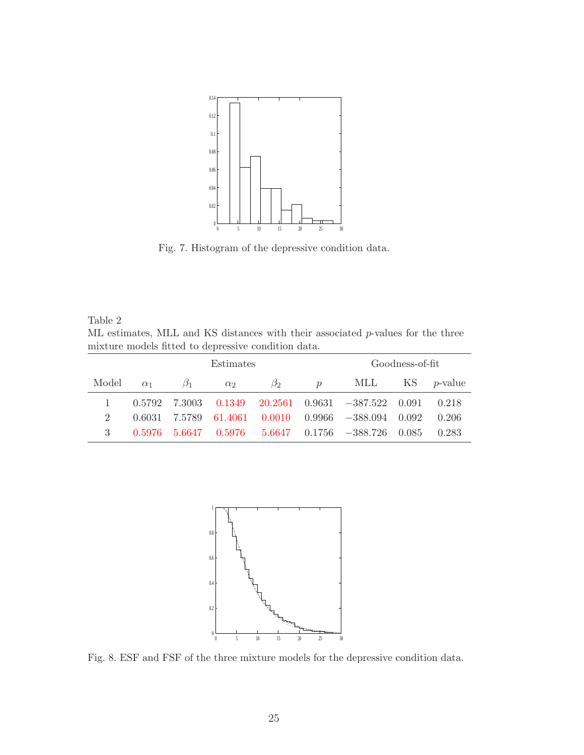Fig. 7. Histogram of the depressive condition data.

Table 2
ML estimates, MLL and KS distances with their associated $p$-values for the three mixture models fitted to depressive condition data.

| | Estimates | | | | | Goodness-of-fit | | |
|---|---|---|---|---|---|---|---|---|
| Model | $\alpha_1$ | $\beta_1$ | $\alpha_2$ | $\beta_2$ | $p$ | MLL | KS | $p$-value |
| 1 | 0.5792 | 7.3003 | 0.1349 | 20.2561 | 0.9631 | $-387.522$ | 0.091 | 0.218 |
| 2 | 0.6031 | 7.5789 | 61.4061 | 0.0010 | 0.9966 | $-388.094$ | 0.092 | 0.206 |
| 3 | 0.5976 | 5.6647 | 0.5976 | 5.6647 | 0.1756 | $-388.726$ | 0.085 | 0.283 |

Fig. 8. ESF and FSF of the three mixture models for the depressive condition data.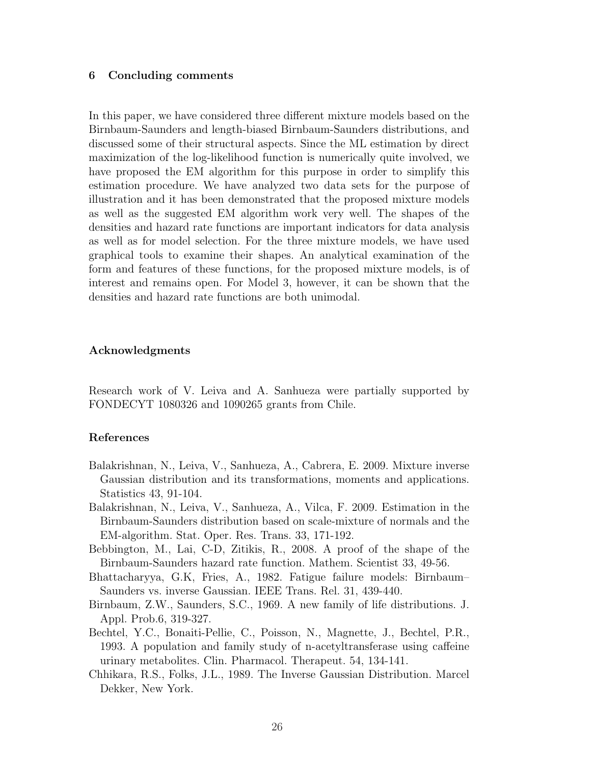## 6 Concluding comments

In this paper, we have considered three different mixture models based on the Birnbaum-Saunders and length-biased Birnbaum-Saunders distributions, and discussed some of their structural aspects. Since the ML estimation by direct maximization of the log-likelihood function is numerically quite involved, we have proposed the EM algorithm for this purpose in order to simplify this estimation procedure. We have analyzed two data sets for the purpose of illustration and it has been demonstrated that the proposed mixture models as well as the suggested EM algorithm work very well. The shapes of the densities and hazard rate functions are important indicators for data analysis as well as for model selection. For the three mixture models, we have used graphical tools to examine their shapes. An analytical examination of the form and features of these functions, for the proposed mixture models, is of interest and remains open. For Model 3, however, it can be shown that the densities and hazard rate functions are both unimodal.

### Acknowledgments

Research work of V. Leiva and A. Sanhueza were partially supported by FONDECYT 1080326 and 1090265 grants from Chile.

### References

Balakrishnan, N., Leiva, V., Sanhueza, A., Cabrera, E. 2009. Mixture inverse Gaussian distribution and its transformations, moments and applications. Statistics 43, 91-104.

Balakrishnan, N., Leiva, V., Sanhueza, A., Vilca, F. 2009. Estimation in the Birnbaum-Saunders distribution based on scale-mixture of normals and the EM-algorithm. Stat. Oper. Res. Trans. 33, 171-192.

Bebbington, M., Lai, C-D, Zitikis, R., 2008. A proof of the shape of the Birnbaum-Saunders hazard rate function. Mathem. Scientist 33, 49-56.

Bhattacharyya, G.K, Fries, A., 1982. Fatigue failure models: Birnbaum–Saunders vs. inverse Gaussian. IEEE Trans. Rel. 31, 439-440.

Birnbaum, Z.W., Saunders, S.C., 1969. A new family of life distributions. J. Appl. Prob.6, 319-327.

Bechtel, Y.C., Bonaiti-Pellie, C., Poisson, N., Magnette, J., Bechtel, P.R., 1993. A population and family study of n-acetyltransferase using caffeine urinary metabolites. Clin. Pharmacol. Therapeut. 54, 134-141.

Chhikara, R.S., Folks, J.L., 1989. The Inverse Gaussian Distribution. Marcel Dekker, New York.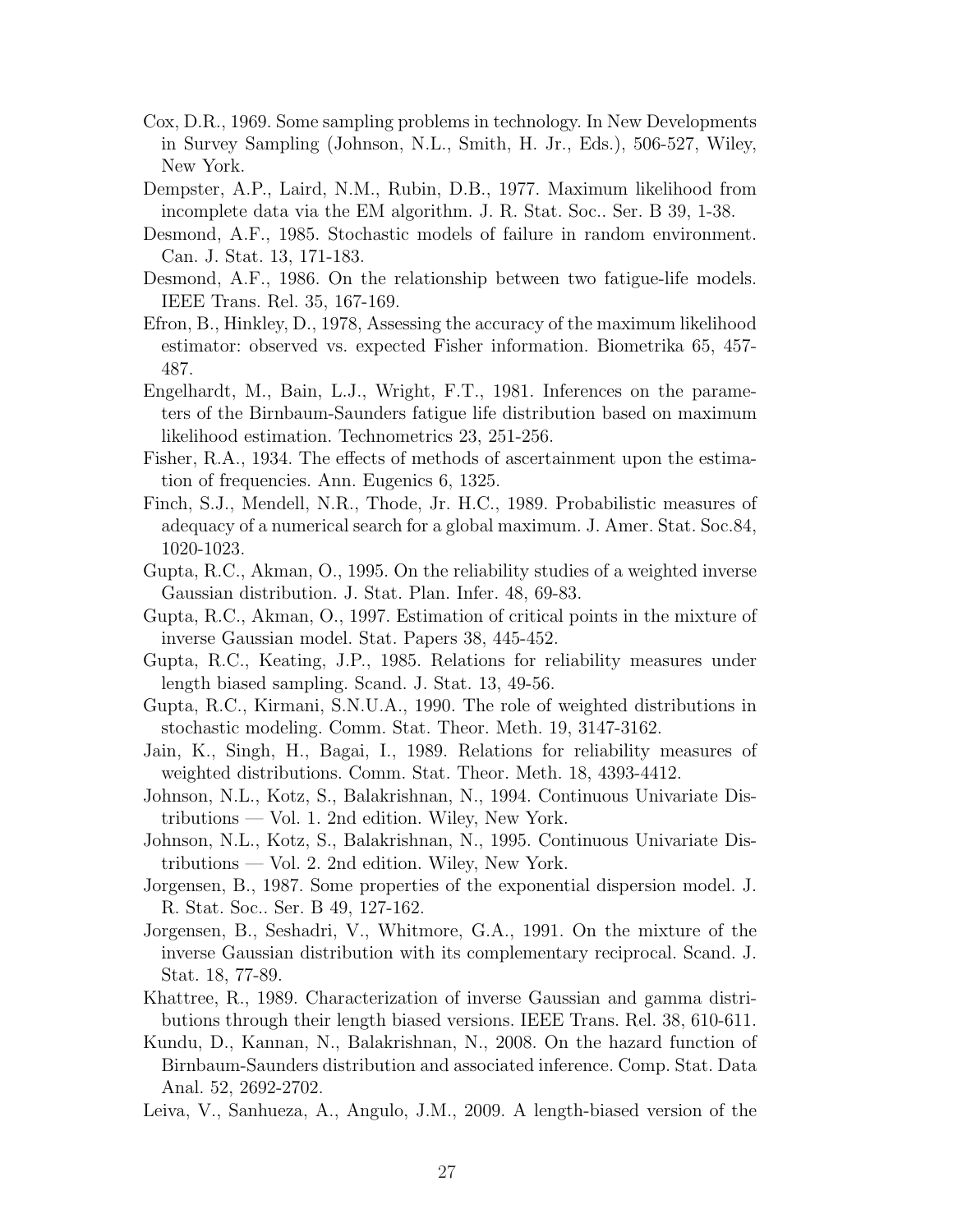Cox, D.R., 1969. Some sampling problems in technology. In New Developments in Survey Sampling (Johnson, N.L., Smith, H. Jr., Eds.), 506-527, Wiley, New York.

Dempster, A.P., Laird, N.M., Rubin, D.B., 1977. Maximum likelihood from incomplete data via the EM algorithm. J. R. Stat. Soc.. Ser. B 39, 1-38.

Desmond, A.F., 1985. Stochastic models of failure in random environment. Can. J. Stat. 13, 171-183.

Desmond, A.F., 1986. On the relationship between two fatigue-life models. IEEE Trans. Rel. 35, 167-169.

Efron, B., Hinkley, D., 1978, Assessing the accuracy of the maximum likelihood estimator: observed vs. expected Fisher information. Biometrika 65, 457-487.

Engelhardt, M., Bain, L.J., Wright, F.T., 1981. Inferences on the parameters of the Birnbaum-Saunders fatigue life distribution based on maximum likelihood estimation. Technometrics 23, 251-256.

Fisher, R.A., 1934. The effects of methods of ascertainment upon the estimation of frequencies. Ann. Eugenics 6, 1325.

Finch, S.J., Mendell, N.R., Thode, Jr. H.C., 1989. Probabilistic measures of adequacy of a numerical search for a global maximum. J. Amer. Stat. Soc.84, 1020-1023.

Gupta, R.C., Akman, O., 1995. On the reliability studies of a weighted inverse Gaussian distribution. J. Stat. Plan. Infer. 48, 69-83.

Gupta, R.C., Akman, O., 1997. Estimation of critical points in the mixture of inverse Gaussian model. Stat. Papers 38, 445-452.

Gupta, R.C., Keating, J.P., 1985. Relations for reliability measures under length biased sampling. Scand. J. Stat. 13, 49-56.

Gupta, R.C., Kirmani, S.N.U.A., 1990. The role of weighted distributions in stochastic modeling. Comm. Stat. Theor. Meth. 19, 3147-3162.

Jain, K., Singh, H., Bagai, I., 1989. Relations for reliability measures of weighted distributions. Comm. Stat. Theor. Meth. 18, 4393-4412.

Johnson, N.L., Kotz, S., Balakrishnan, N., 1994. Continuous Univariate Distributions — Vol. 1. 2nd edition. Wiley, New York.

Johnson, N.L., Kotz, S., Balakrishnan, N., 1995. Continuous Univariate Distributions — Vol. 2. 2nd edition. Wiley, New York.

Jorgensen, B., 1987. Some properties of the exponential dispersion model. J. R. Stat. Soc.. Ser. B 49, 127-162.

Jorgensen, B., Seshadri, V., Whitmore, G.A., 1991. On the mixture of the inverse Gaussian distribution with its complementary reciprocal. Scand. J. Stat. 18, 77-89.

Khattree, R., 1989. Characterization of inverse Gaussian and gamma distributions through their length biased versions. IEEE Trans. Rel. 38, 610-611.

Kundu, D., Kannan, N., Balakrishnan, N., 2008. On the hazard function of Birnbaum-Saunders distribution and associated inference. Comp. Stat. Data Anal. 52, 2692-2702.

Leiva, V., Sanhueza, A., Angulo, J.M., 2009. A length-biased version of the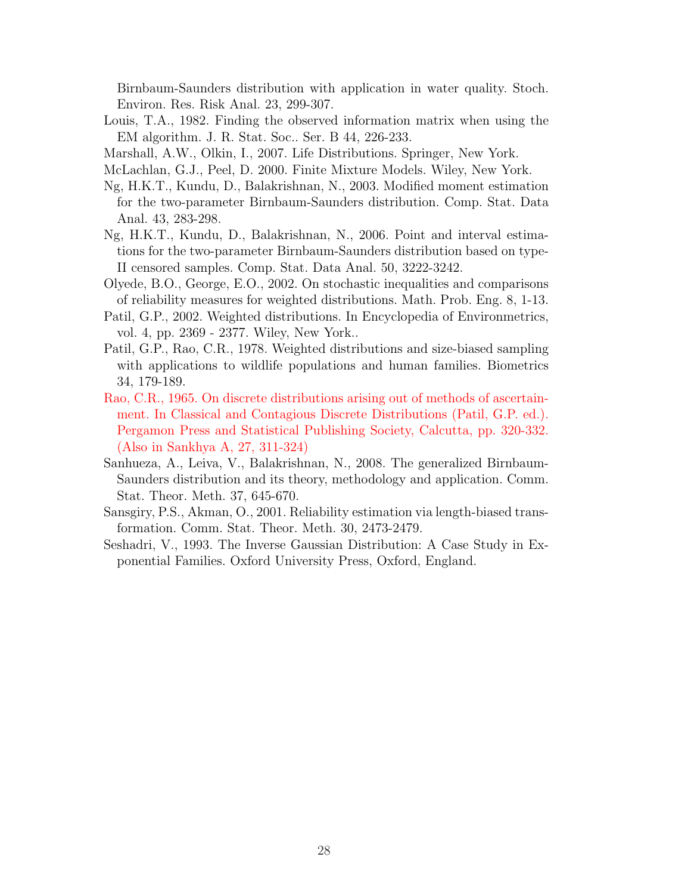Birnbaum-Saunders distribution with application in water quality. Stoch. Environ. Res. Risk Anal. 23, 299-307.

Louis, T.A., 1982. Finding the observed information matrix when using the EM algorithm. J. R. Stat. Soc.. Ser. B 44, 226-233.

Marshall, A.W., Olkin, I., 2007. Life Distributions. Springer, New York.

McLachlan, G.J., Peel, D. 2000. Finite Mixture Models. Wiley, New York.

Ng, H.K.T., Kundu, D., Balakrishnan, N., 2003. Modified moment estimation for the two-parameter Birnbaum-Saunders distribution. Comp. Stat. Data Anal. 43, 283-298.

Ng, H.K.T., Kundu, D., Balakrishnan, N., 2006. Point and interval estimations for the two-parameter Birnbaum-Saunders distribution based on type-II censored samples. Comp. Stat. Data Anal. 50, 3222-3242.

Olyede, B.O., George, E.O., 2002. On stochastic inequalities and comparisons of reliability measures for weighted distributions. Math. Prob. Eng. 8, 1-13.

Patil, G.P., 2002. Weighted distributions. In Encyclopedia of Environmetrics, vol. 4, pp. 2369 - 2377. Wiley, New York..

Patil, G.P., Rao, C.R., 1978. Weighted distributions and size-biased sampling with applications to wildlife populations and human families. Biometrics 34, 179-189.

Rao, C.R., 1965. On discrete distributions arising out of methods of ascertainment. In Classical and Contagious Discrete Distributions (Patil, G.P. ed.). Pergamon Press and Statistical Publishing Society, Calcutta, pp. 320-332. (Also in Sankhya A, 27, 311-324)

Sanhueza, A., Leiva, V., Balakrishnan, N., 2008. The generalized Birnbaum-Saunders distribution and its theory, methodology and application. Comm. Stat. Theor. Meth. 37, 645-670.

Sansgiry, P.S., Akman, O., 2001. Reliability estimation via length-biased transformation. Comm. Stat. Theor. Meth. 30, 2473-2479.

Seshadri, V., 1993. The Inverse Gaussian Distribution: A Case Study in Exponential Families. Oxford University Press, Oxford, England.